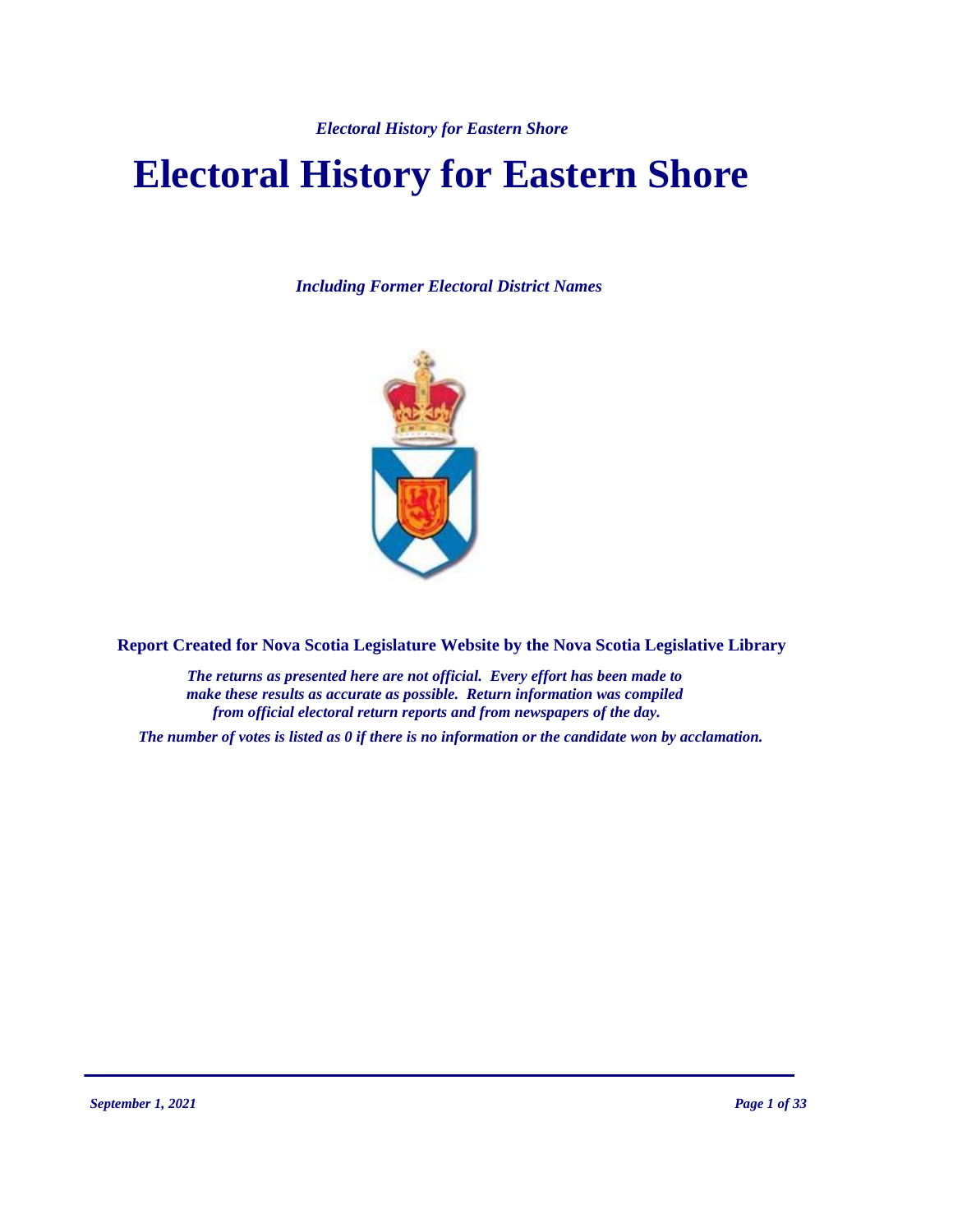# Electoral History for Eastern Shore

***Including Former Electoral District Names***

**Report Created for Nova Scotia Legislature Website by the Nova Scotia Legislative Library**

***The returns as presented here are not official. Every effort has been made to make these results as accurate as possible. Return information was compiled from official electoral return reports and from newspapers of the day.***

***The number of votes is listed as 0 if there is no information or the candidate won by acclamation.***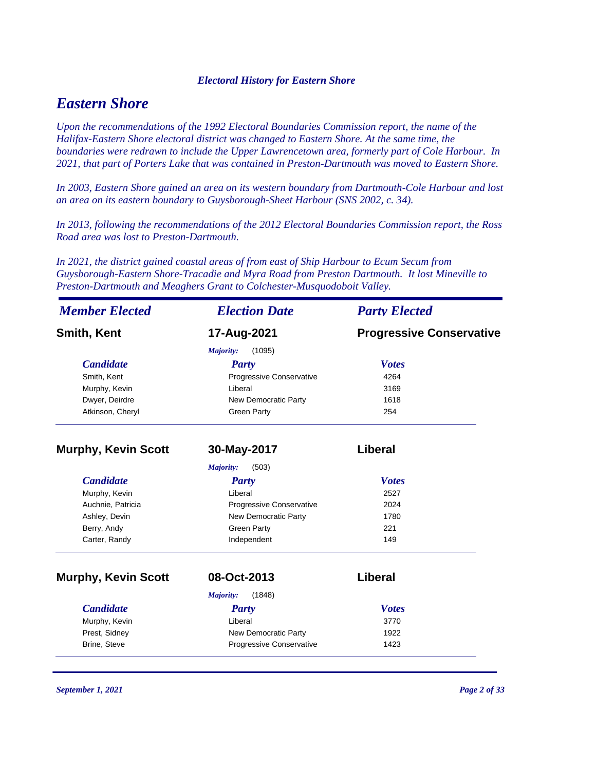*Electoral History for Eastern Shore*

# *Eastern Shore*

*Upon the recommendations of the 1992 Electoral Boundaries Commission report, the name of the Halifax-Eastern Shore electoral district was changed to Eastern Shore. At the same time, the boundaries were redrawn to include the Upper Lawrencetown area, formerly part of Cole Harbour. In 2021, that part of Porters Lake that was contained in Preston-Dartmouth was moved to Eastern Shore.*

*In 2003, Eastern Shore gained an area on its western boundary from Dartmouth-Cole Harbour and lost an area on its eastern boundary to Guysborough-Sheet Harbour (SNS 2002, c. 34).*

*In 2013, following the recommendations of the 2012 Electoral Boundaries Commission report, the Ross Road area was lost to Preston-Dartmouth.*

*In 2021, the district gained coastal areas of from east of Ship Harbour to Ecum Secum from Guysborough-Eastern Shore-Tracadie and Myra Road from Preston Dartmouth. It lost Mineville to Preston-Dartmouth and Meaghers Grant to Colchester-Musquodoboit Valley.*

| *Member Elected* | *Election Date* | *Party Elected* |
|---|---|---|
| **Smith, Kent** | **17-Aug-2021** | **Progressive Conservative** |

*Majority:* (1095)

| *Candidate* | *Party* | *Votes* |
|---|---|---|
| Smith, Kent | Progressive Conservative | 4264 |
| Murphy, Kevin | Liberal | 3169 |
| Dwyer, Deirdre | New Democratic Party | 1618 |
| Atkinson, Cheryl | Green Party | 254 |

| *Member Elected* | *Election Date* | *Party Elected* |
|---|---|---|
| **Murphy, Kevin Scott** | **30-May-2017** | **Liberal** |

*Majority:* (503)

| *Candidate* | *Party* | *Votes* |
|---|---|---|
| Murphy, Kevin | Liberal | 2527 |
| Auchnie, Patricia | Progressive Conservative | 2024 |
| Ashley, Devin | New Democratic Party | 1780 |
| Berry, Andy | Green Party | 221 |
| Carter, Randy | Independent | 149 |

| *Member Elected* | *Election Date* | *Party Elected* |
|---|---|---|
| **Murphy, Kevin Scott** | **08-Oct-2013** | **Liberal** |

*Majority:* (1848)

| *Candidate* | *Party* | *Votes* |
|---|---|---|
| Murphy, Kevin | Liberal | 3770 |
| Prest, Sidney | New Democratic Party | 1922 |
| Brine, Steve | Progressive Conservative | 1423 |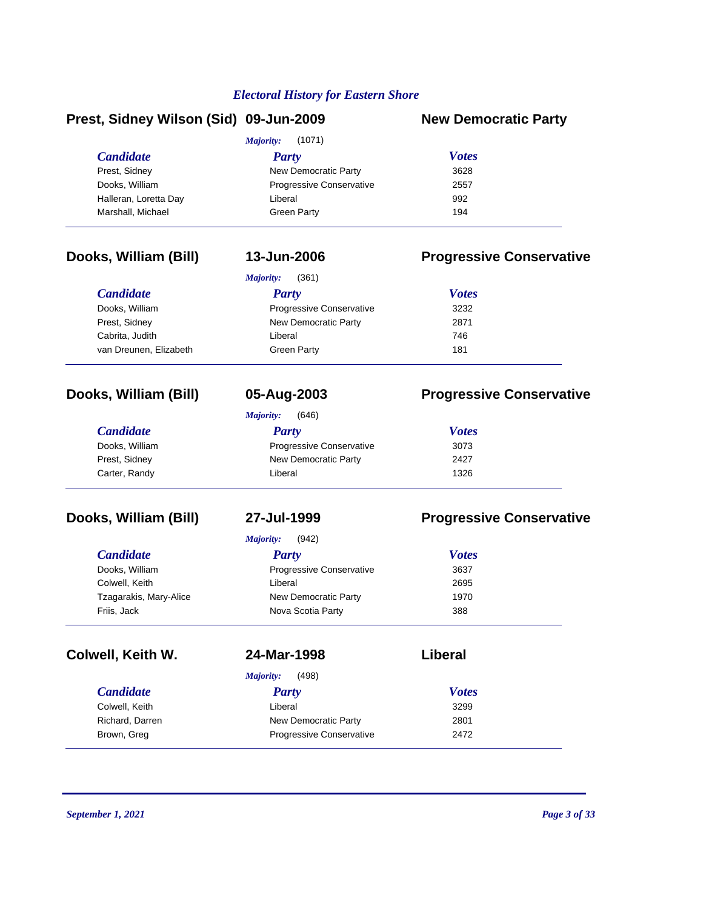## Prest, Sidney Wilson (Sid) — 09-Jun-2009 — New Democratic Party

*Majority:* (1071)

| Candidate | Party | Votes |
|---|---|---|
| Prest, Sidney | New Democratic Party | 3628 |
| Dooks, William | Progressive Conservative | 2557 |
| Halleran, Loretta Day | Liberal | 992 |
| Marshall, Michael | Green Party | 194 |

## Dooks, William (Bill) — 13-Jun-2006 — Progressive Conservative

*Majority:* (361)

| Candidate | Party | Votes |
|---|---|---|
| Dooks, William | Progressive Conservative | 3232 |
| Prest, Sidney | New Democratic Party | 2871 |
| Cabrita, Judith | Liberal | 746 |
| van Dreunen, Elizabeth | Green Party | 181 |

## Dooks, William (Bill) — 05-Aug-2003 — Progressive Conservative

*Majority:* (646)

| Candidate | Party | Votes |
|---|---|---|
| Dooks, William | Progressive Conservative | 3073 |
| Prest, Sidney | New Democratic Party | 2427 |
| Carter, Randy | Liberal | 1326 |

## Dooks, William (Bill) — 27-Jul-1999 — Progressive Conservative

*Majority:* (942)

| Candidate | Party | Votes |
|---|---|---|
| Dooks, William | Progressive Conservative | 3637 |
| Colwell, Keith | Liberal | 2695 |
| Tzagarakis, Mary-Alice | New Democratic Party | 1970 |
| Friis, Jack | Nova Scotia Party | 388 |

## Colwell, Keith W. — 24-Mar-1998 — Liberal

*Majority:* (498)

| Candidate | Party | Votes |
|---|---|---|
| Colwell, Keith | Liberal | 3299 |
| Richard, Darren | New Democratic Party | 2801 |
| Brown, Greg | Progressive Conservative | 2472 |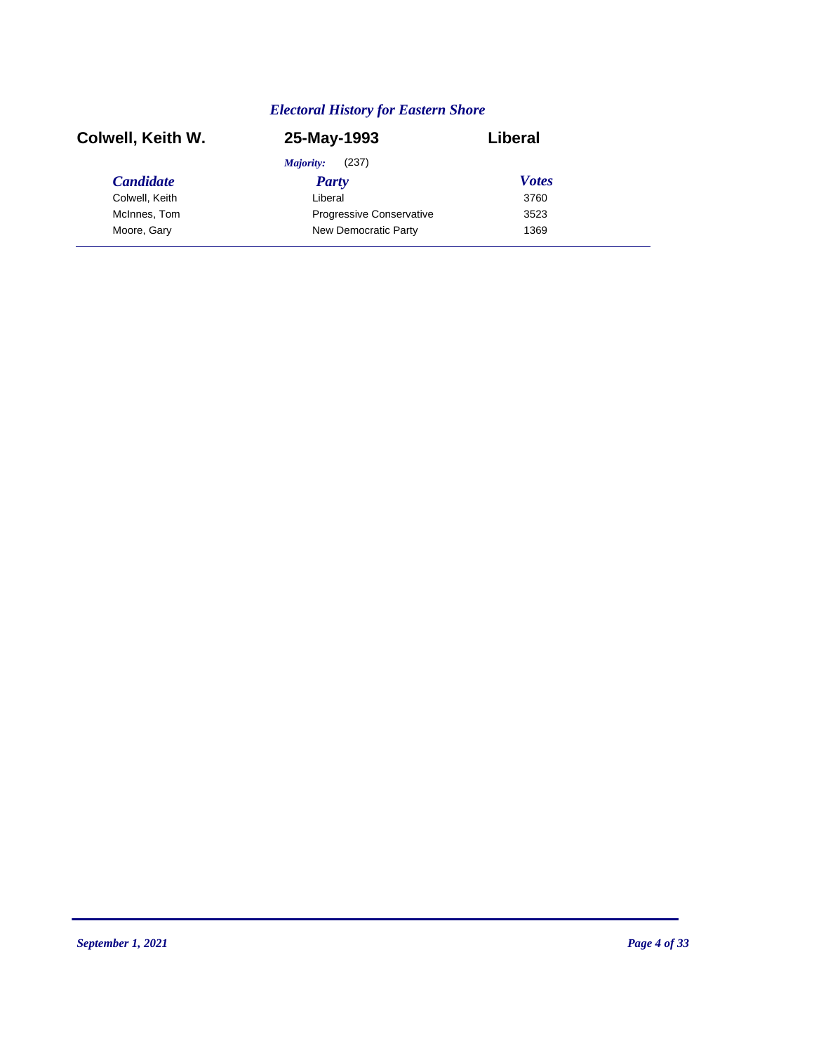*Electoral History for Eastern Shore*

**Colwell, Keith W.** | **25-May-1993** | **Liberal**

*Majority:* (237)

| *Candidate* | *Party* | *Votes* |
|---|---|---|
| Colwell, Keith | Liberal | 3760 |
| McInnes, Tom | Progressive Conservative | 3523 |
| Moore, Gary | New Democratic Party | 1369 |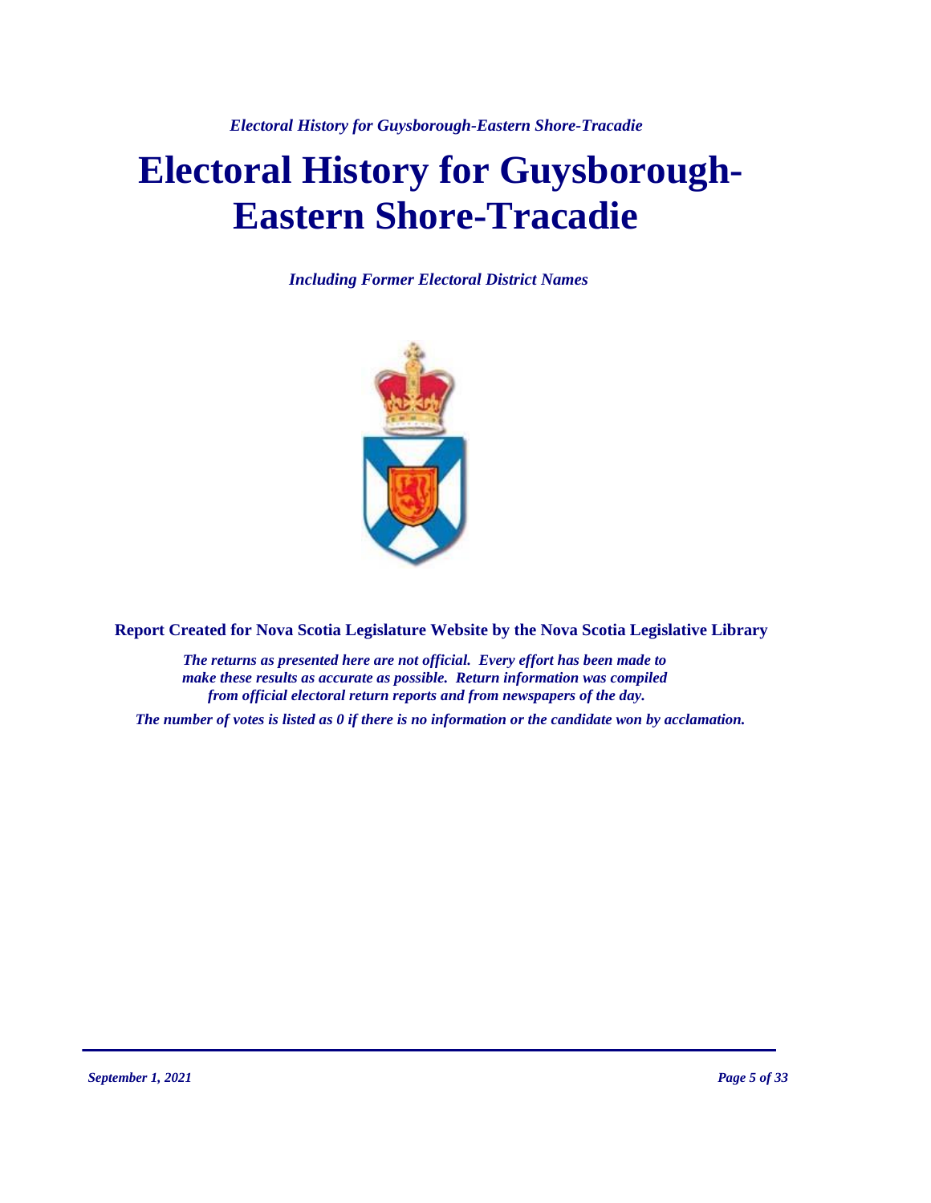# Electoral History for Guysborough-Eastern Shore-Tracadie

*Including Former Electoral District Names*

**Report Created for Nova Scotia Legislature Website by the Nova Scotia Legislative Library**

*The returns as presented here are not official. Every effort has been made to make these results as accurate as possible. Return information was compiled from official electoral return reports and from newspapers of the day.*

*The number of votes is listed as 0 if there is no information or the candidate won by acclamation.*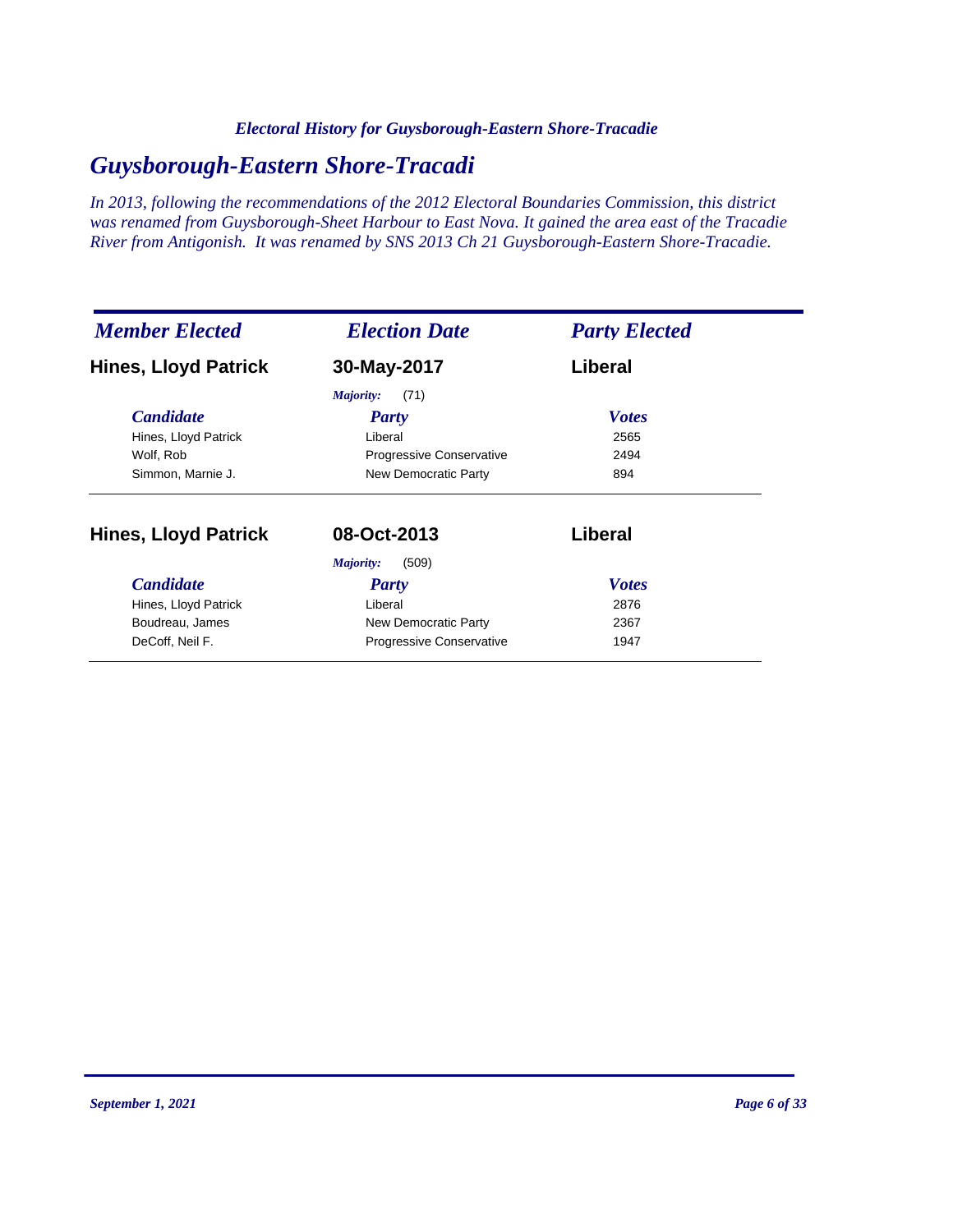## Guysborough-Eastern Shore-Tracadi

*In 2013, following the recommendations of the 2012 Electoral Boundaries Commission, this district was renamed from Guysborough-Sheet Harbour to East Nova. It gained the area east of the Tracadie River from Antigonish. It was renamed by SNS 2013 Ch 21 Guysborough-Eastern Shore-Tracadie.*

| *Member Elected* | *Election Date* | *Party Elected* |
|---|---|---|
| **Hines, Lloyd Patrick** | **30-May-2017** | **Liberal** |
| | *Majority:* (71) | |

| *Candidate* | *Party* | *Votes* |
|---|---|---|
| Hines, Lloyd Patrick | Liberal | 2565 |
| Wolf, Rob | Progressive Conservative | 2494 |
| Simmon, Marnie J. | New Democratic Party | 894 |

| *Member Elected* | *Election Date* | *Party Elected* |
|---|---|---|
| **Hines, Lloyd Patrick** | **08-Oct-2013** | **Liberal** |
| | *Majority:* (509) | |

| *Candidate* | *Party* | *Votes* |
|---|---|---|
| Hines, Lloyd Patrick | Liberal | 2876 |
| Boudreau, James | New Democratic Party | 2367 |
| DeCoff, Neil F. | Progressive Conservative | 1947 |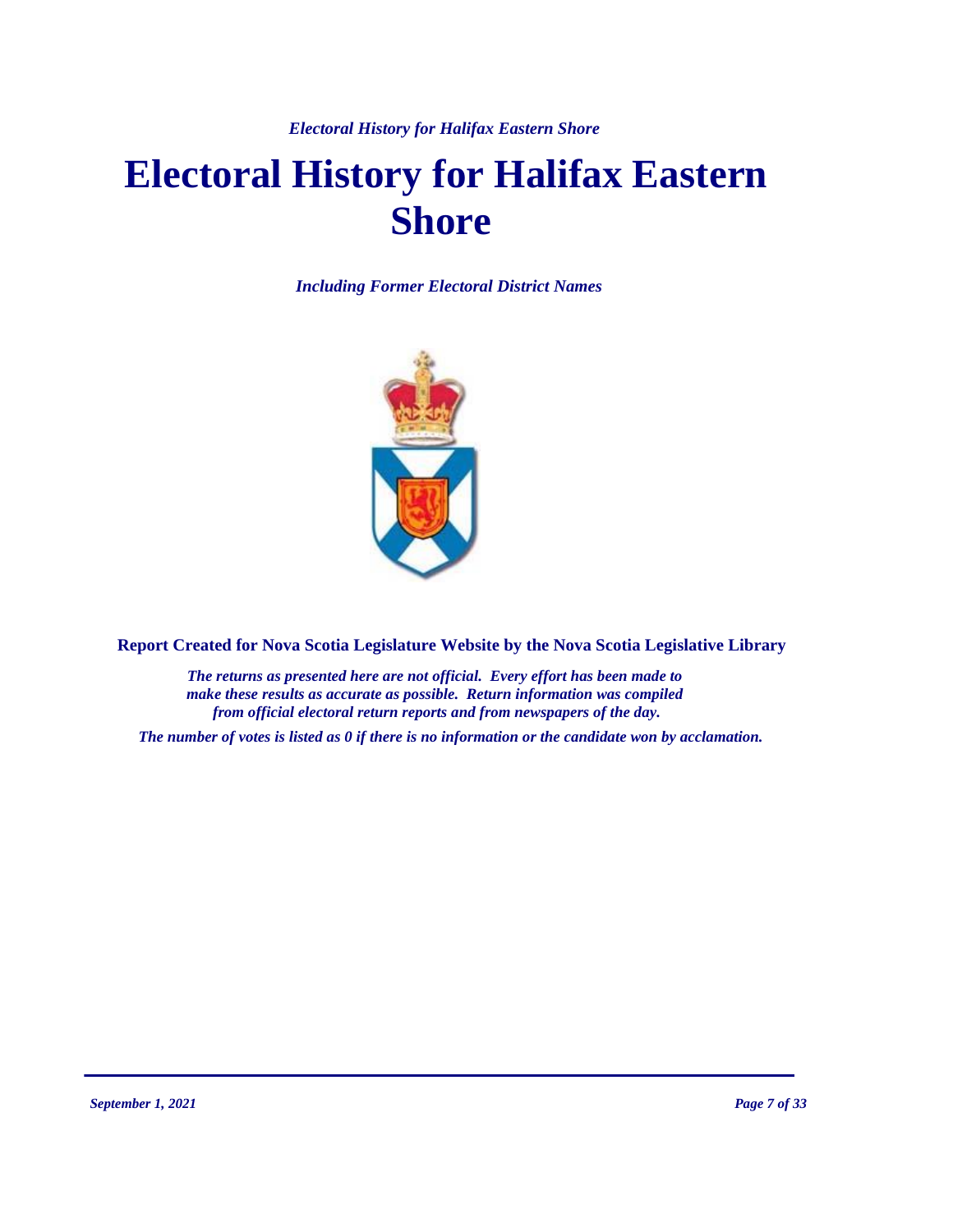# Electoral History for Halifax Eastern Shore

*Including Former Electoral District Names*

**Report Created for Nova Scotia Legislature Website by the Nova Scotia Legislative Library**

*The returns as presented here are not official. Every effort has been made to make these results as accurate as possible. Return information was compiled from official electoral return reports and from newspapers of the day.*

*The number of votes is listed as 0 if there is no information or the candidate won by acclamation.*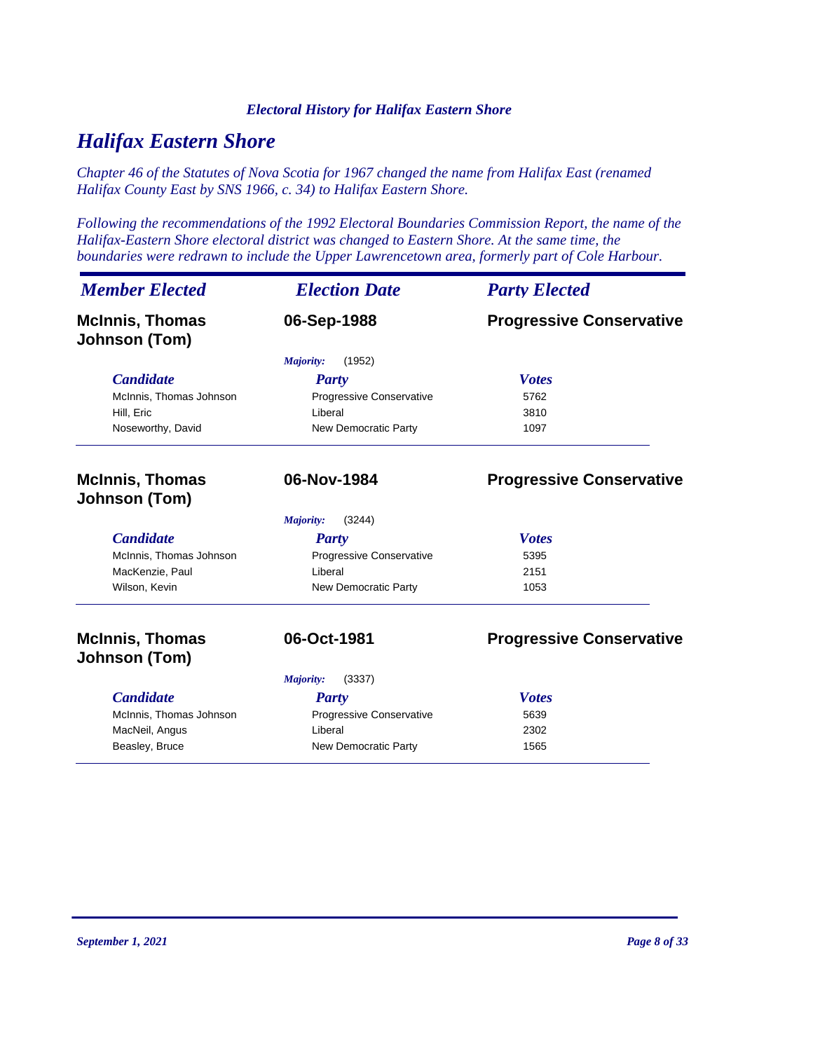## Halifax Eastern Shore

*Chapter 46 of the Statutes of Nova Scotia for 1967 changed the name from Halifax East (renamed Halifax County East by SNS 1966, c. 34) to Halifax Eastern Shore.*

*Following the recommendations of the 1992 Electoral Boundaries Commission Report, the name of the Halifax-Eastern Shore electoral district was changed to Eastern Shore. At the same time, the boundaries were redrawn to include the Upper Lawrencetown area, formerly part of Cole Harbour.*

| *Member Elected* | *Election Date* | *Party Elected* |
|---|---|---|
| **McInnis, Thomas Johnson (Tom)** | **06-Sep-1988** | **Progressive Conservative** |

*Majority:* (1952)

| *Candidate* | *Party* | *Votes* |
|---|---|---|
| McInnis, Thomas Johnson | Progressive Conservative | 5762 |
| Hill, Eric | Liberal | 3810 |
| Noseworthy, David | New Democratic Party | 1097 |

| *Member Elected* | *Election Date* | *Party Elected* |
|---|---|---|
| **McInnis, Thomas Johnson (Tom)** | **06-Nov-1984** | **Progressive Conservative** |

*Majority:* (3244)

| *Candidate* | *Party* | *Votes* |
|---|---|---|
| McInnis, Thomas Johnson | Progressive Conservative | 5395 |
| MacKenzie, Paul | Liberal | 2151 |
| Wilson, Kevin | New Democratic Party | 1053 |

| *Member Elected* | *Election Date* | *Party Elected* |
|---|---|---|
| **McInnis, Thomas Johnson (Tom)** | **06-Oct-1981** | **Progressive Conservative** |

*Majority:* (3337)

| *Candidate* | *Party* | *Votes* |
|---|---|---|
| McInnis, Thomas Johnson | Progressive Conservative | 5639 |
| MacNeil, Angus | Liberal | 2302 |
| Beasley, Bruce | New Democratic Party | 1565 |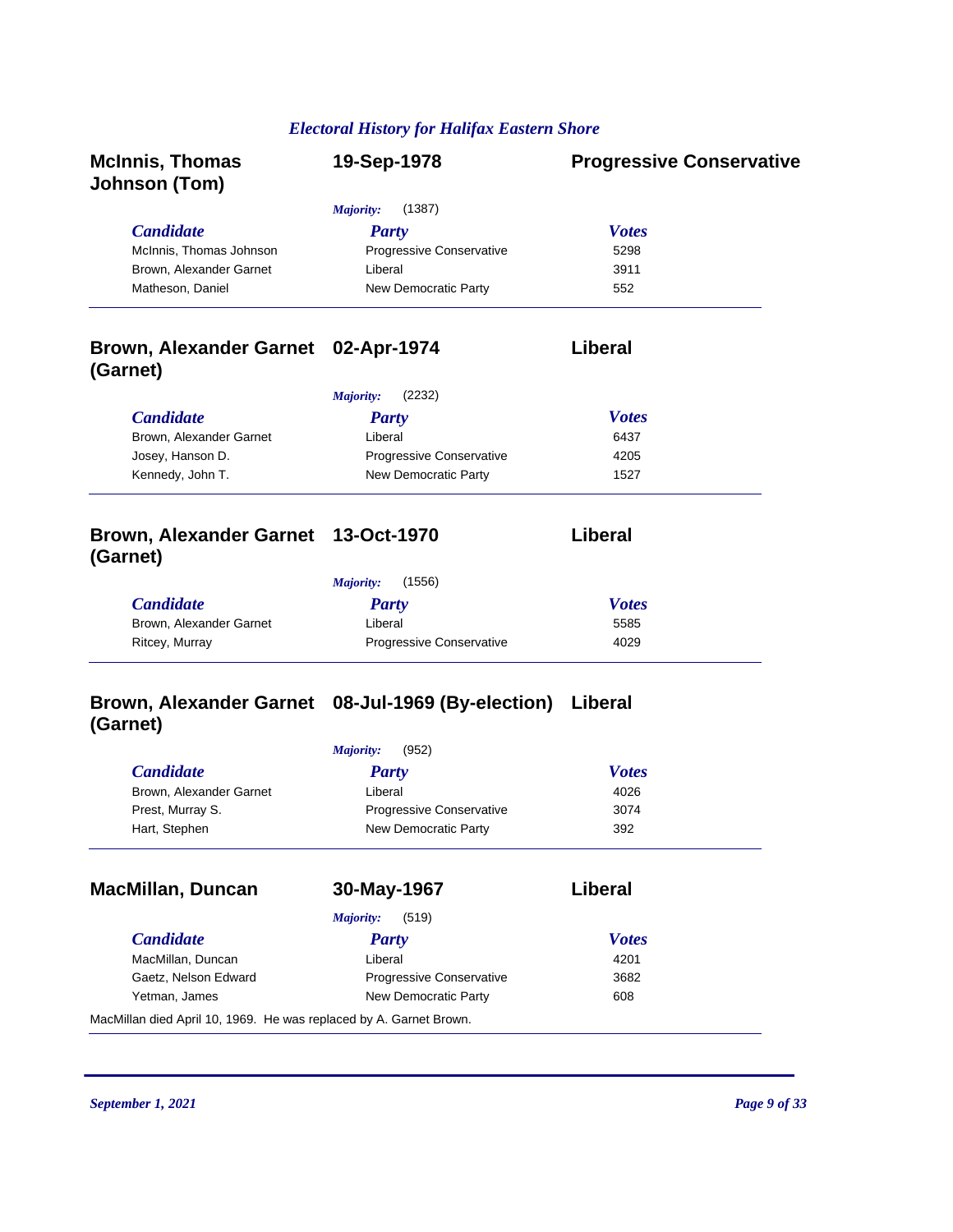## McInnis, Thomas Johnson (Tom) — 19-Sep-1978 — Progressive Conservative

*Majority:* (1387)

| Candidate | Party | Votes |
|---|---|---|
| McInnis, Thomas Johnson | Progressive Conservative | 5298 |
| Brown, Alexander Garnet | Liberal | 3911 |
| Matheson, Daniel | New Democratic Party | 552 |

## Brown, Alexander Garnet (Garnet) — 02-Apr-1974 — Liberal

*Majority:* (2232)

| Candidate | Party | Votes |
|---|---|---|
| Brown, Alexander Garnet | Liberal | 6437 |
| Josey, Hanson D. | Progressive Conservative | 4205 |
| Kennedy, John T. | New Democratic Party | 1527 |

## Brown, Alexander Garnet (Garnet) — 13-Oct-1970 — Liberal

*Majority:* (1556)

| Candidate | Party | Votes |
|---|---|---|
| Brown, Alexander Garnet | Liberal | 5585 |
| Ritcey, Murray | Progressive Conservative | 4029 |

## Brown, Alexander Garnet (Garnet) — 08-Jul-1969 (By-election) — Liberal

*Majority:* (952)

| Candidate | Party | Votes |
|---|---|---|
| Brown, Alexander Garnet | Liberal | 4026 |
| Prest, Murray S. | Progressive Conservative | 3074 |
| Hart, Stephen | New Democratic Party | 392 |

## MacMillan, Duncan — 30-May-1967 — Liberal

*Majority:* (519)

| Candidate | Party | Votes |
|---|---|---|
| MacMillan, Duncan | Liberal | 4201 |
| Gaetz, Nelson Edward | Progressive Conservative | 3682 |
| Yetman, James | New Democratic Party | 608 |

MacMillan died April 10, 1969. He was replaced by A. Garnet Brown.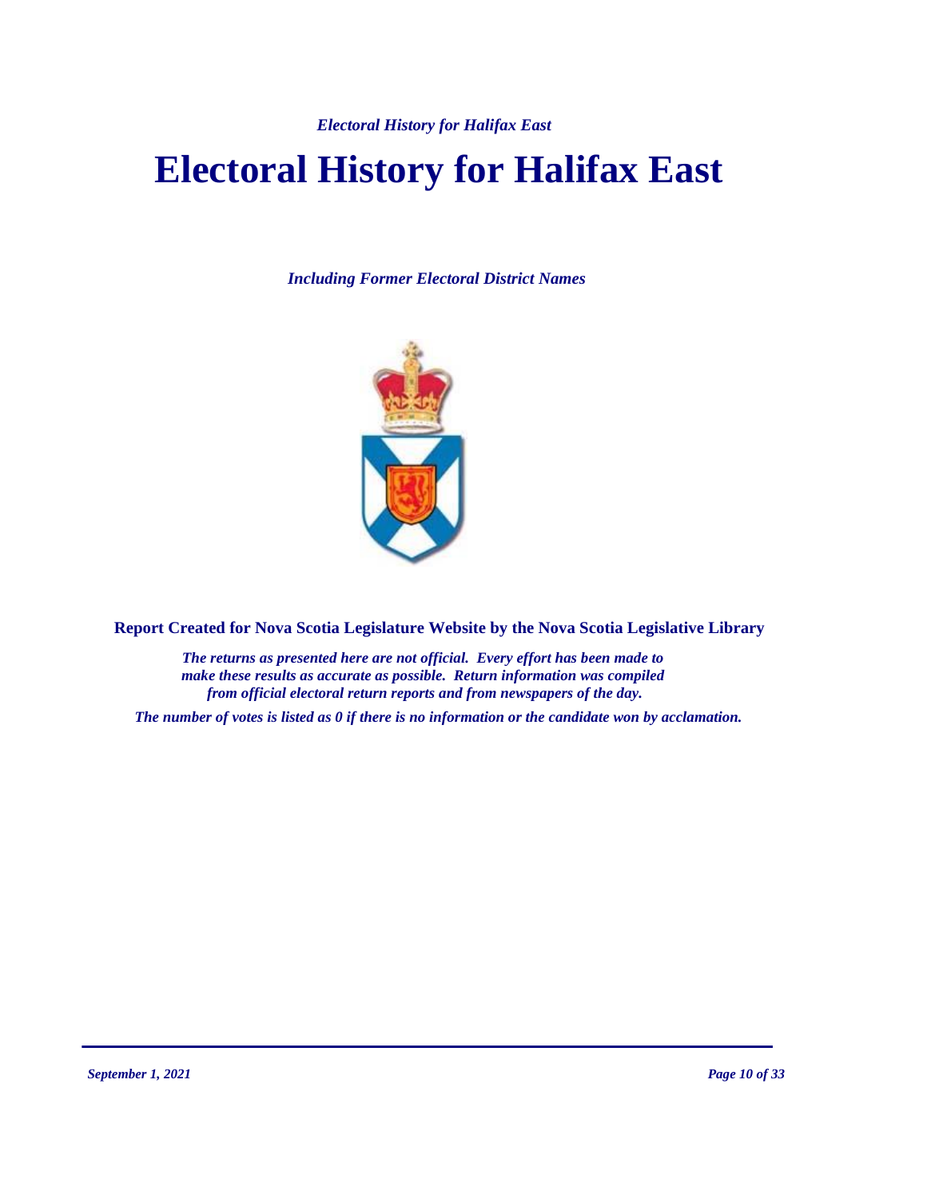# Electoral History for Halifax East

*Including Former Electoral District Names*

**Report Created for Nova Scotia Legislature Website by the Nova Scotia Legislative Library**

*The returns as presented here are not official. Every effort has been made to make these results as accurate as possible. Return information was compiled from official electoral return reports and from newspapers of the day.*

*The number of votes is listed as 0 if there is no information or the candidate won by acclamation.*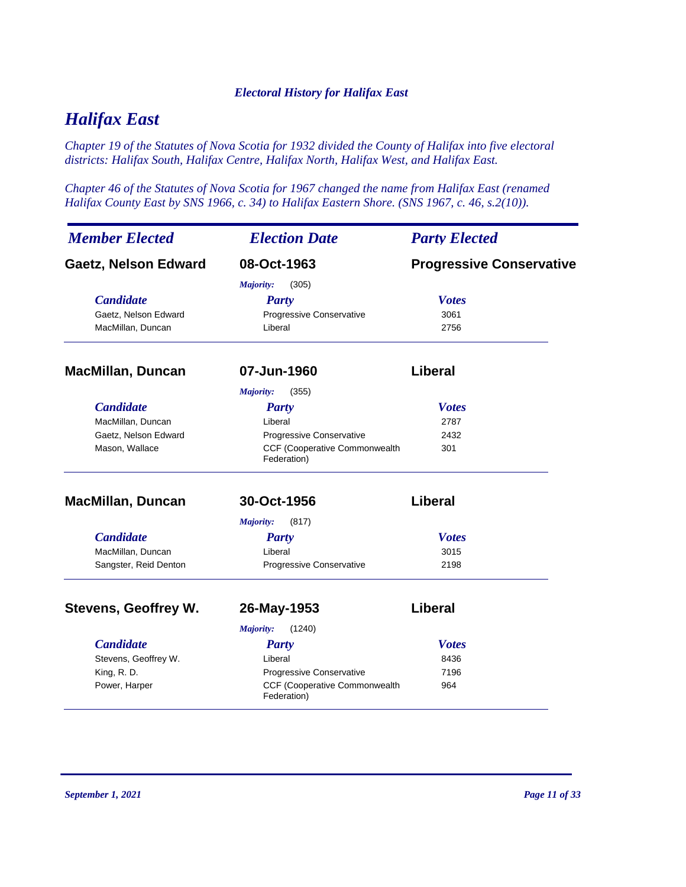# Halifax East

*Chapter 19 of the Statutes of Nova Scotia for 1932 divided the County of Halifax into five electoral districts: Halifax South, Halifax Centre, Halifax North, Halifax West, and Halifax East.*

*Chapter 46 of the Statutes of Nova Scotia for 1967 changed the name from Halifax East (renamed Halifax County East by SNS 1966, c. 34) to Halifax Eastern Shore. (SNS 1967, c. 46, s.2(10)).*

| *Member Elected* | *Election Date* | *Party Elected* |
|---|---|---|
| **Gaetz, Nelson Edward** | **08-Oct-1963** | **Progressive Conservative** |

*Majority:* (305)

| *Candidate* | *Party* | *Votes* |
|---|---|---|
| Gaetz, Nelson Edward | Progressive Conservative | 3061 |
| MacMillan, Duncan | Liberal | 2756 |

| *Member Elected* | *Election Date* | *Party Elected* |
|---|---|---|
| **MacMillan, Duncan** | **07-Jun-1960** | **Liberal** |

*Majority:* (355)

| *Candidate* | *Party* | *Votes* |
|---|---|---|
| MacMillan, Duncan | Liberal | 2787 |
| Gaetz, Nelson Edward | Progressive Conservative | 2432 |
| Mason, Wallace | CCF (Cooperative Commonwealth Federation) | 301 |

| *Member Elected* | *Election Date* | *Party Elected* |
|---|---|---|
| **MacMillan, Duncan** | **30-Oct-1956** | **Liberal** |

*Majority:* (817)

| *Candidate* | *Party* | *Votes* |
|---|---|---|
| MacMillan, Duncan | Liberal | 3015 |
| Sangster, Reid Denton | Progressive Conservative | 2198 |

| *Member Elected* | *Election Date* | *Party Elected* |
|---|---|---|
| **Stevens, Geoffrey W.** | **26-May-1953** | **Liberal** |

*Majority:* (1240)

| *Candidate* | *Party* | *Votes* |
|---|---|---|
| Stevens, Geoffrey W. | Liberal | 8436 |
| King, R. D. | Progressive Conservative | 7196 |
| Power, Harper | CCF (Cooperative Commonwealth Federation) | 964 |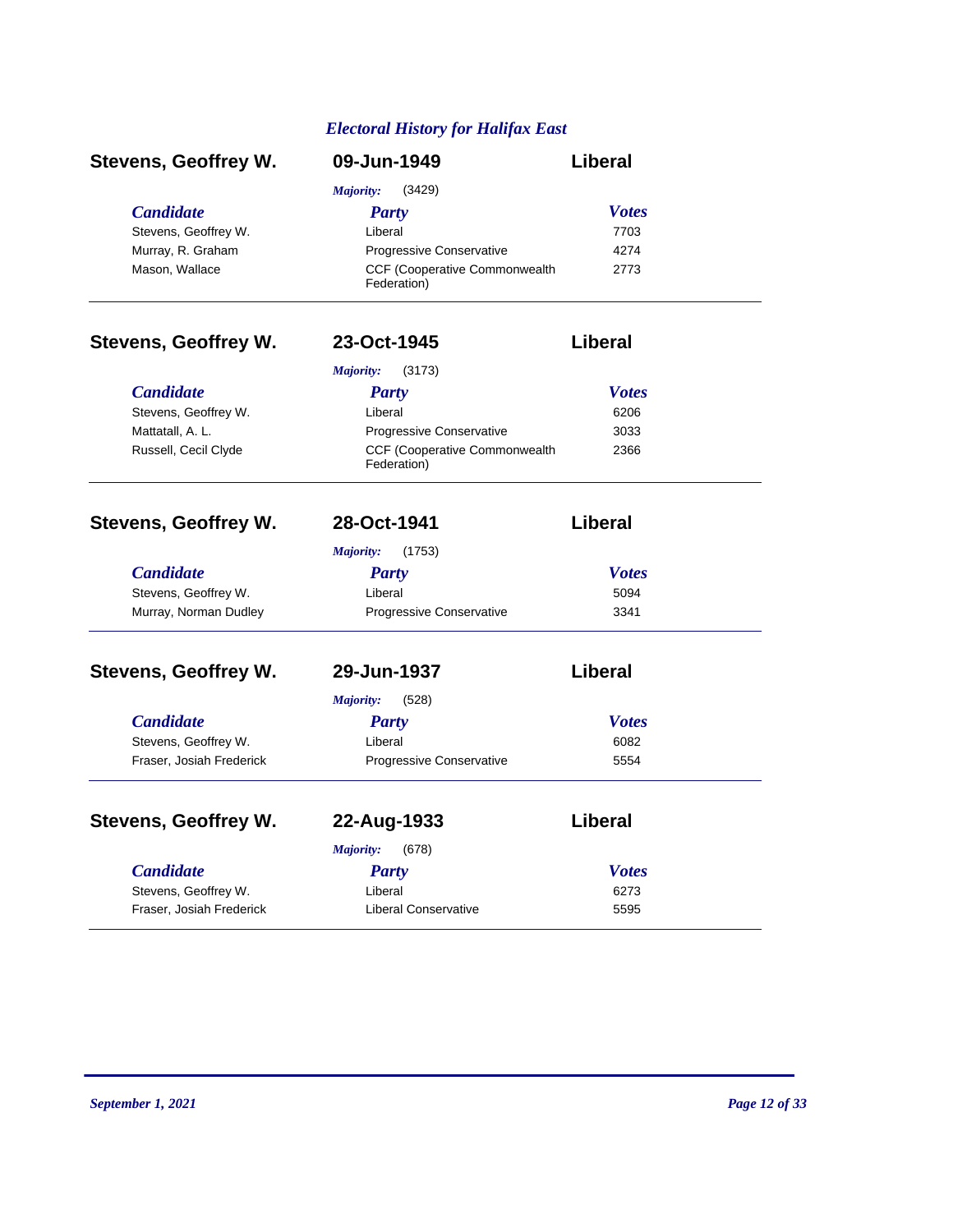## *Electoral History for Halifax East*

### Stevens, Geoffrey W. — 09-Jun-1949 — Liberal

*Majority:* (3429)

| *Candidate* | *Party* | *Votes* |
|---|---|---|
| Stevens, Geoffrey W. | Liberal | 7703 |
| Murray, R. Graham | Progressive Conservative | 4274 |
| Mason, Wallace | CCF (Cooperative Commonwealth Federation) | 2773 |

### Stevens, Geoffrey W. — 23-Oct-1945 — Liberal

*Majority:* (3173)

| *Candidate* | *Party* | *Votes* |
|---|---|---|
| Stevens, Geoffrey W. | Liberal | 6206 |
| Mattatall, A. L. | Progressive Conservative | 3033 |
| Russell, Cecil Clyde | CCF (Cooperative Commonwealth Federation) | 2366 |

### Stevens, Geoffrey W. — 28-Oct-1941 — Liberal

*Majority:* (1753)

| *Candidate* | *Party* | *Votes* |
|---|---|---|
| Stevens, Geoffrey W. | Liberal | 5094 |
| Murray, Norman Dudley | Progressive Conservative | 3341 |

### Stevens, Geoffrey W. — 29-Jun-1937 — Liberal

*Majority:* (528)

| *Candidate* | *Party* | *Votes* |
|---|---|---|
| Stevens, Geoffrey W. | Liberal | 6082 |
| Fraser, Josiah Frederick | Progressive Conservative | 5554 |

### Stevens, Geoffrey W. — 22-Aug-1933 — Liberal

*Majority:* (678)

| *Candidate* | *Party* | *Votes* |
|---|---|---|
| Stevens, Geoffrey W. | Liberal | 6273 |
| Fraser, Josiah Frederick | Liberal Conservative | 5595 |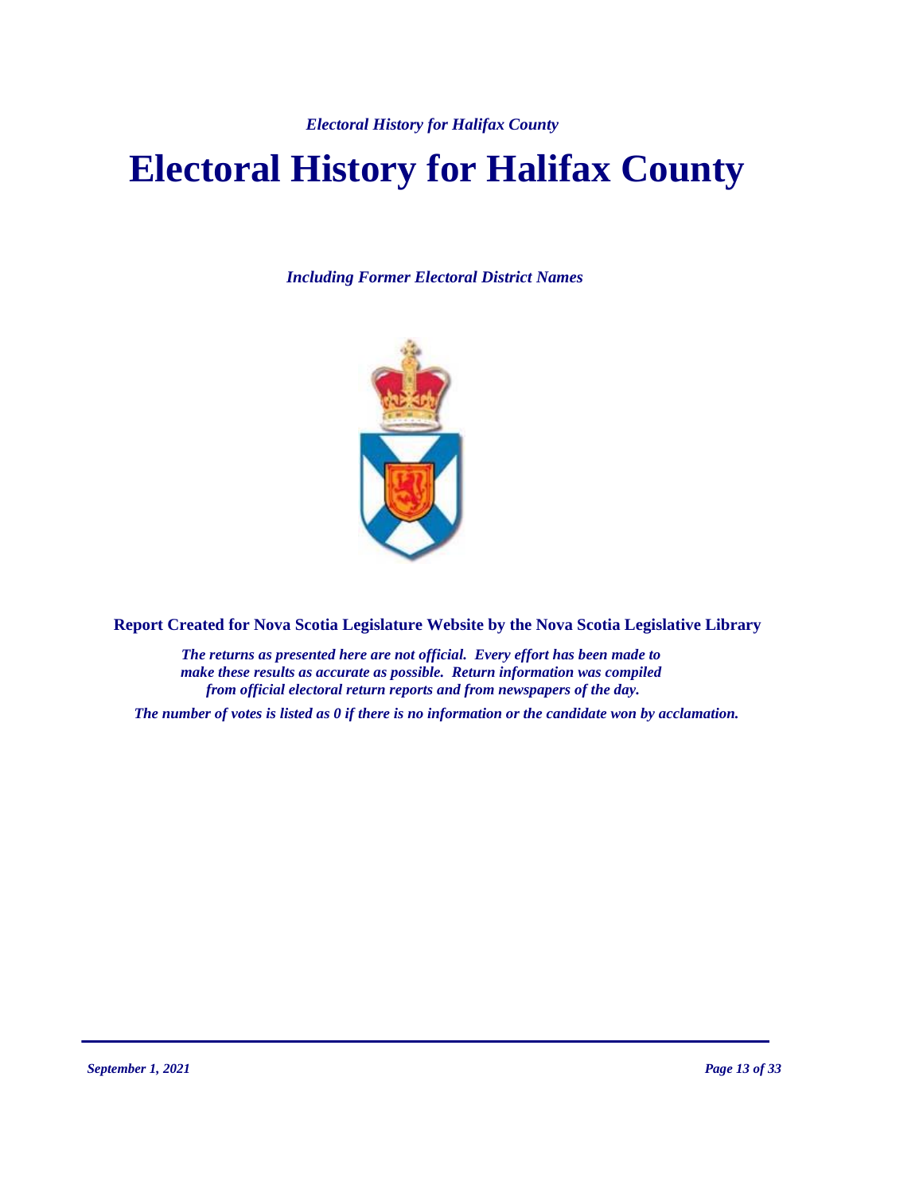# Electoral History for Halifax County

***Including Former Electoral District Names***

**Report Created for Nova Scotia Legislature Website by the Nova Scotia Legislative Library**

***The returns as presented here are not official. Every effort has been made to make these results as accurate as possible. Return information was compiled from official electoral return reports and from newspapers of the day.***

***The number of votes is listed as 0 if there is no information or the candidate won by acclamation.***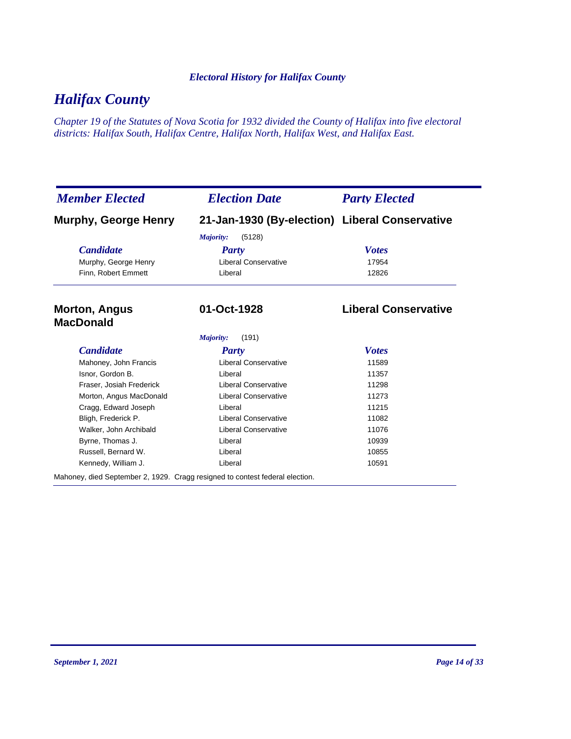*Electoral History for Halifax County*

# *Halifax County*

*Chapter 19 of the Statutes of Nova Scotia for 1932 divided the County of Halifax into five electoral districts: Halifax South, Halifax Centre, Halifax North, Halifax West, and Halifax East.*

| *Member Elected* | *Election Date* | *Party Elected* |
|---|---|---|
| **Murphy, George Henry** | **21-Jan-1930 (By-election)** | **Liberal Conservative** |

*Majority:* (5128)

| *Candidate* | *Party* | *Votes* |
|---|---|---|
| Murphy, George Henry | Liberal Conservative | 17954 |
| Finn, Robert Emmett | Liberal | 12826 |

| *Member Elected* | *Election Date* | *Party Elected* |
|---|---|---|
| **Morton, Angus MacDonald** | **01-Oct-1928** | **Liberal Conservative** |

*Majority:* (191)

| *Candidate* | *Party* | *Votes* |
|---|---|---|
| Mahoney, John Francis | Liberal Conservative | 11589 |
| Isnor, Gordon B. | Liberal | 11357 |
| Fraser, Josiah Frederick | Liberal Conservative | 11298 |
| Morton, Angus MacDonald | Liberal Conservative | 11273 |
| Cragg, Edward Joseph | Liberal | 11215 |
| Bligh, Frederick P. | Liberal Conservative | 11082 |
| Walker, John Archibald | Liberal Conservative | 11076 |
| Byrne, Thomas J. | Liberal | 10939 |
| Russell, Bernard W. | Liberal | 10855 |
| Kennedy, William J. | Liberal | 10591 |

Mahoney, died September 2, 1929. Cragg resigned to contest federal election.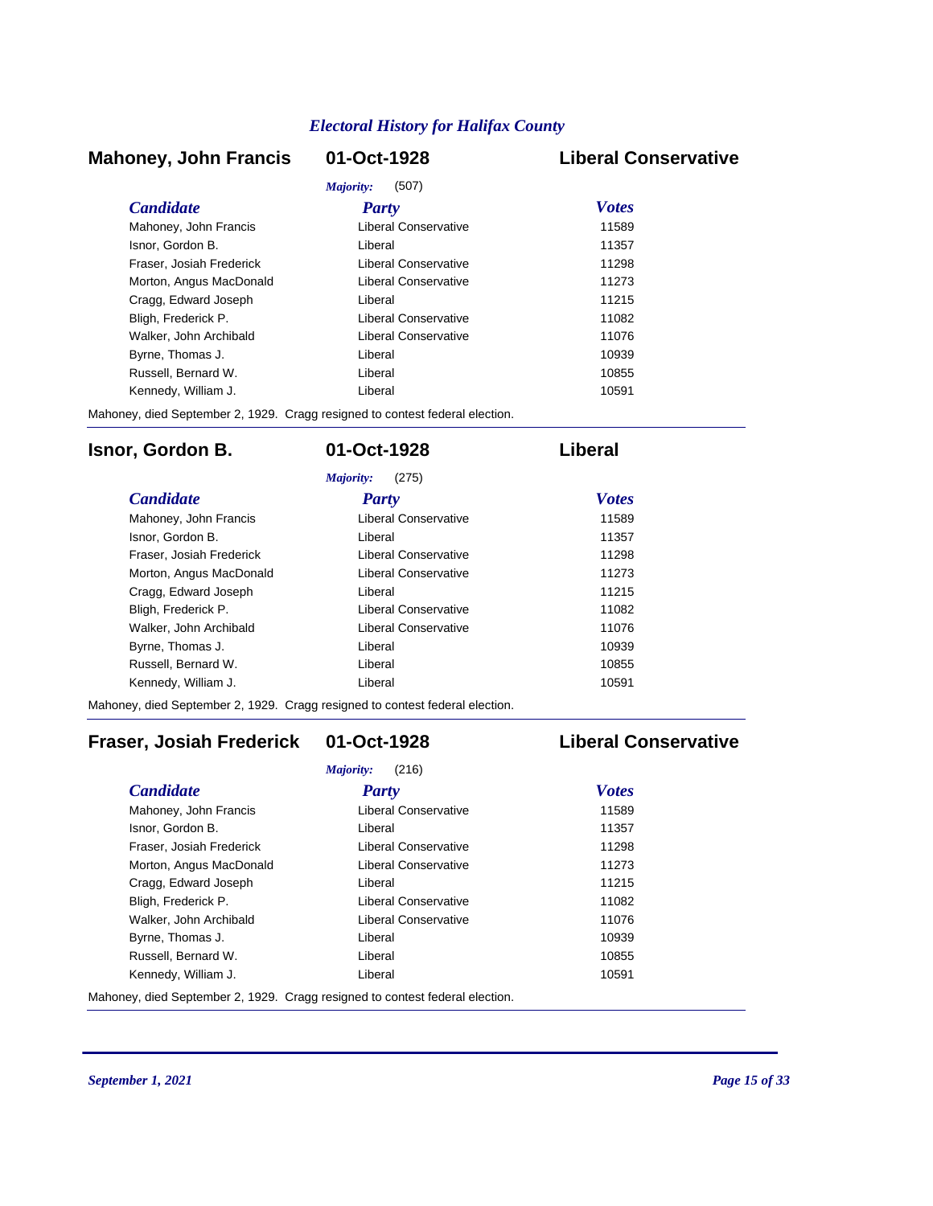## Mahoney, John Francis — 01-Oct-1928 — Liberal Conservative

*Majority:* (507)

| *Candidate* | *Party* | *Votes* |
|---|---|---|
| Mahoney, John Francis | Liberal Conservative | 11589 |
| Isnor, Gordon B. | Liberal | 11357 |
| Fraser, Josiah Frederick | Liberal Conservative | 11298 |
| Morton, Angus MacDonald | Liberal Conservative | 11273 |
| Cragg, Edward Joseph | Liberal | 11215 |
| Bligh, Frederick P. | Liberal Conservative | 11082 |
| Walker, John Archibald | Liberal Conservative | 11076 |
| Byrne, Thomas J. | Liberal | 10939 |
| Russell, Bernard W. | Liberal | 10855 |
| Kennedy, William J. | Liberal | 10591 |

Mahoney, died September 2, 1929. Cragg resigned to contest federal election.

---

## Isnor, Gordon B. — 01-Oct-1928 — Liberal

*Majority:* (275)

| *Candidate* | *Party* | *Votes* |
|---|---|---|
| Mahoney, John Francis | Liberal Conservative | 11589 |
| Isnor, Gordon B. | Liberal | 11357 |
| Fraser, Josiah Frederick | Liberal Conservative | 11298 |
| Morton, Angus MacDonald | Liberal Conservative | 11273 |
| Cragg, Edward Joseph | Liberal | 11215 |
| Bligh, Frederick P. | Liberal Conservative | 11082 |
| Walker, John Archibald | Liberal Conservative | 11076 |
| Byrne, Thomas J. | Liberal | 10939 |
| Russell, Bernard W. | Liberal | 10855 |
| Kennedy, William J. | Liberal | 10591 |

Mahoney, died September 2, 1929. Cragg resigned to contest federal election.

---

## Fraser, Josiah Frederick — 01-Oct-1928 — Liberal Conservative

*Majority:* (216)

| *Candidate* | *Party* | *Votes* |
|---|---|---|
| Mahoney, John Francis | Liberal Conservative | 11589 |
| Isnor, Gordon B. | Liberal | 11357 |
| Fraser, Josiah Frederick | Liberal Conservative | 11298 |
| Morton, Angus MacDonald | Liberal Conservative | 11273 |
| Cragg, Edward Joseph | Liberal | 11215 |
| Bligh, Frederick P. | Liberal Conservative | 11082 |
| Walker, John Archibald | Liberal Conservative | 11076 |
| Byrne, Thomas J. | Liberal | 10939 |
| Russell, Bernard W. | Liberal | 10855 |
| Kennedy, William J. | Liberal | 10591 |

Mahoney, died September 2, 1929. Cragg resigned to contest federal election.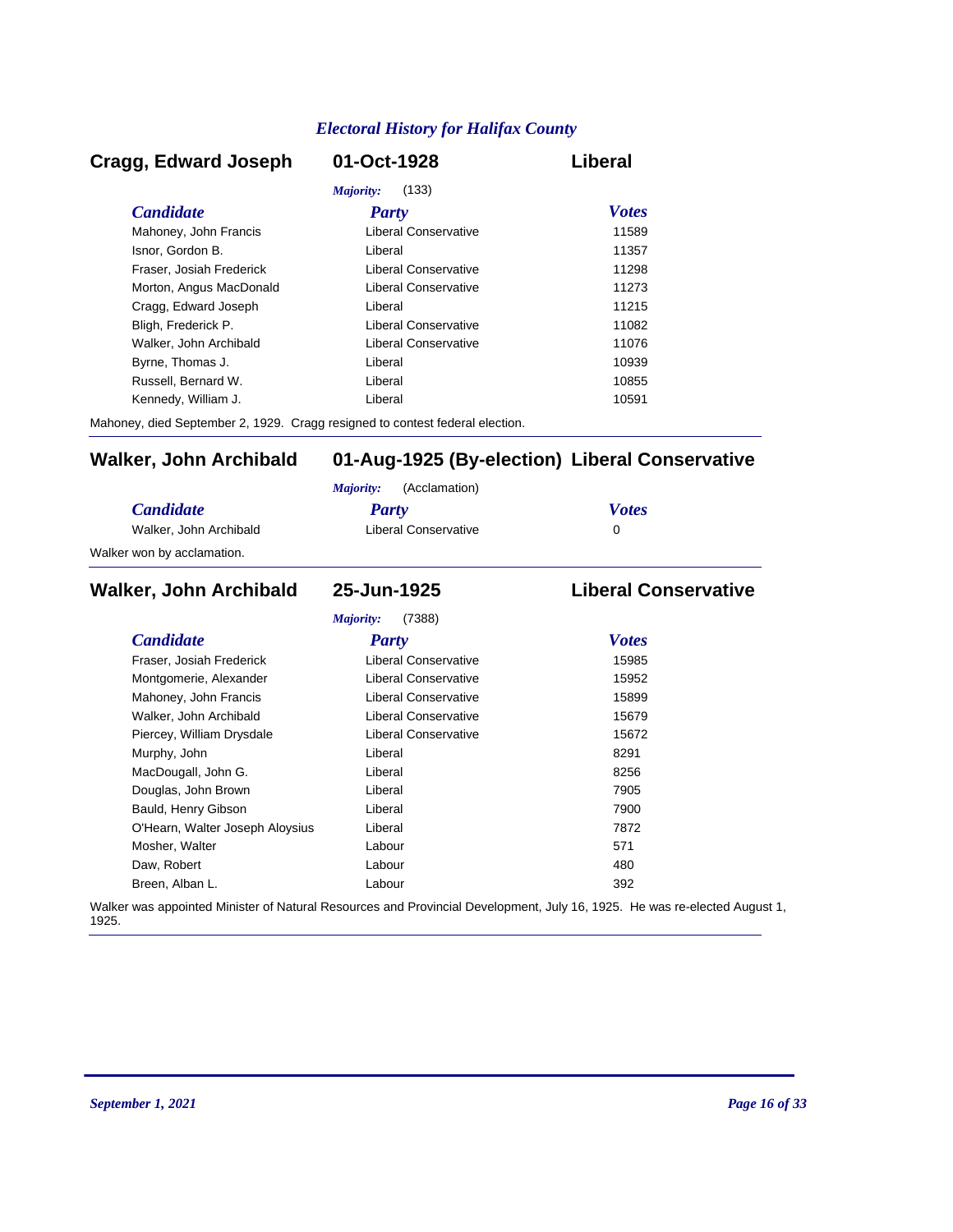*Electoral History for Halifax County*

## Cragg, Edward Joseph — 01-Oct-1928 — Liberal

*Majority:* (133)

| Candidate | Party | Votes |
|---|---|---|
| Mahoney, John Francis | Liberal Conservative | 11589 |
| Isnor, Gordon B. | Liberal | 11357 |
| Fraser, Josiah Frederick | Liberal Conservative | 11298 |
| Morton, Angus MacDonald | Liberal Conservative | 11273 |
| Cragg, Edward Joseph | Liberal | 11215 |
| Bligh, Frederick P. | Liberal Conservative | 11082 |
| Walker, John Archibald | Liberal Conservative | 11076 |
| Byrne, Thomas J. | Liberal | 10939 |
| Russell, Bernard W. | Liberal | 10855 |
| Kennedy, William J. | Liberal | 10591 |

Mahoney, died September 2, 1929. Cragg resigned to contest federal election.

## Walker, John Archibald — 01-Aug-1925 (By-election) — Liberal Conservative

*Majority:* (Acclamation)

| Candidate | Party | Votes |
|---|---|---|
| Walker, John Archibald | Liberal Conservative | 0 |

Walker won by acclamation.

## Walker, John Archibald — 25-Jun-1925 — Liberal Conservative

*Majority:* (7388)

| Candidate | Party | Votes |
|---|---|---|
| Fraser, Josiah Frederick | Liberal Conservative | 15985 |
| Montgomerie, Alexander | Liberal Conservative | 15952 |
| Mahoney, John Francis | Liberal Conservative | 15899 |
| Walker, John Archibald | Liberal Conservative | 15679 |
| Piercey, William Drysdale | Liberal Conservative | 15672 |
| Murphy, John | Liberal | 8291 |
| MacDougall, John G. | Liberal | 8256 |
| Douglas, John Brown | Liberal | 7905 |
| Bauld, Henry Gibson | Liberal | 7900 |
| O'Hearn, Walter Joseph Aloysius | Liberal | 7872 |
| Mosher, Walter | Labour | 571 |
| Daw, Robert | Labour | 480 |
| Breen, Alban L. | Labour | 392 |

Walker was appointed Minister of Natural Resources and Provincial Development, July 16, 1925. He was re-elected August 1, 1925.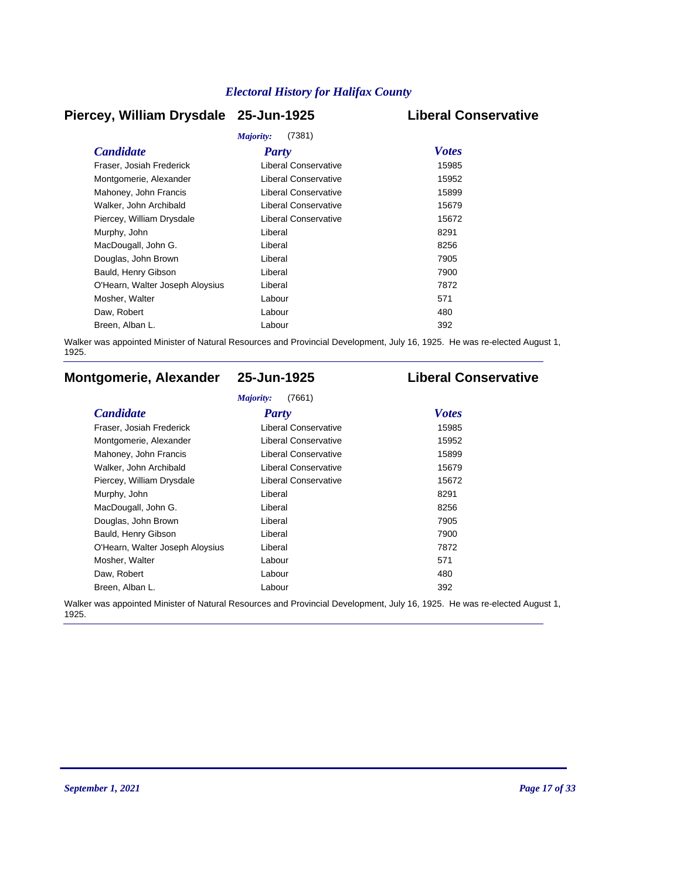## Piercey, William Drysdale 25-Jun-1925 Liberal Conservative

*Majority:* (7381)

| *Candidate* | *Party* | *Votes* |
|---|---|---|
| Fraser, Josiah Frederick | Liberal Conservative | 15985 |
| Montgomerie, Alexander | Liberal Conservative | 15952 |
| Mahoney, John Francis | Liberal Conservative | 15899 |
| Walker, John Archibald | Liberal Conservative | 15679 |
| Piercey, William Drysdale | Liberal Conservative | 15672 |
| Murphy, John | Liberal | 8291 |
| MacDougall, John G. | Liberal | 8256 |
| Douglas, John Brown | Liberal | 7905 |
| Bauld, Henry Gibson | Liberal | 7900 |
| O'Hearn, Walter Joseph Aloysius | Liberal | 7872 |
| Mosher, Walter | Labour | 571 |
| Daw, Robert | Labour | 480 |
| Breen, Alban L. | Labour | 392 |

Walker was appointed Minister of Natural Resources and Provincial Development, July 16, 1925. He was re-elected August 1, 1925.

---

## Montgomerie, Alexander 25-Jun-1925 Liberal Conservative

*Majority:* (7661)

| *Candidate* | *Party* | *Votes* |
|---|---|---|
| Fraser, Josiah Frederick | Liberal Conservative | 15985 |
| Montgomerie, Alexander | Liberal Conservative | 15952 |
| Mahoney, John Francis | Liberal Conservative | 15899 |
| Walker, John Archibald | Liberal Conservative | 15679 |
| Piercey, William Drysdale | Liberal Conservative | 15672 |
| Murphy, John | Liberal | 8291 |
| MacDougall, John G. | Liberal | 8256 |
| Douglas, John Brown | Liberal | 7905 |
| Bauld, Henry Gibson | Liberal | 7900 |
| O'Hearn, Walter Joseph Aloysius | Liberal | 7872 |
| Mosher, Walter | Labour | 571 |
| Daw, Robert | Labour | 480 |
| Breen, Alban L. | Labour | 392 |

Walker was appointed Minister of Natural Resources and Provincial Development, July 16, 1925. He was re-elected August 1, 1925.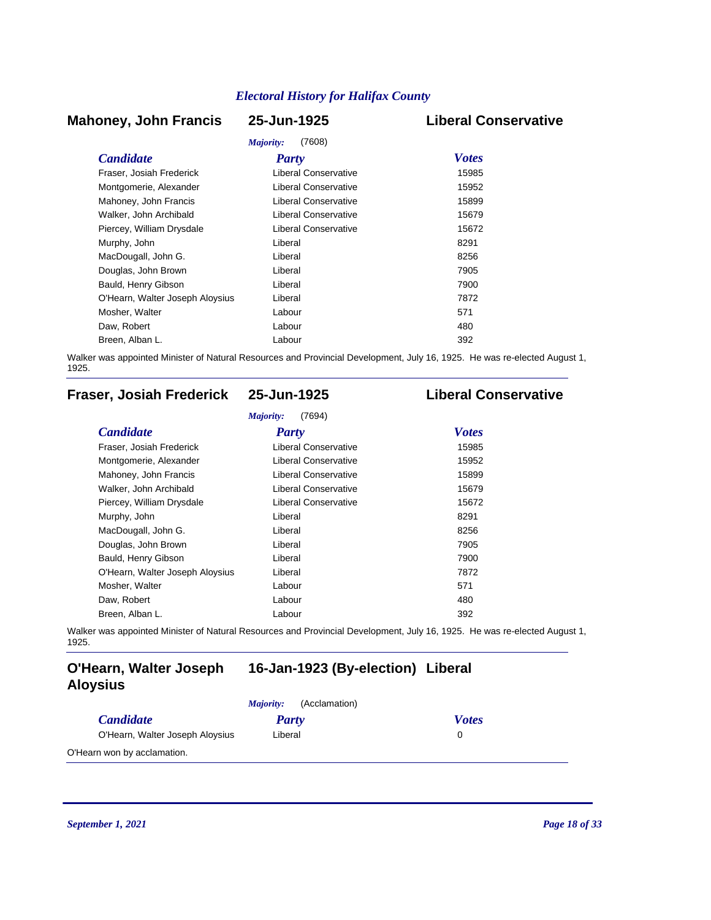## Mahoney, John Francis — 25-Jun-1925 — Liberal Conservative

*Majority:* (7608)

| Candidate | Party | Votes |
|---|---|---|
| Fraser, Josiah Frederick | Liberal Conservative | 15985 |
| Montgomerie, Alexander | Liberal Conservative | 15952 |
| Mahoney, John Francis | Liberal Conservative | 15899 |
| Walker, John Archibald | Liberal Conservative | 15679 |
| Piercey, William Drysdale | Liberal Conservative | 15672 |
| Murphy, John | Liberal | 8291 |
| MacDougall, John G. | Liberal | 8256 |
| Douglas, John Brown | Liberal | 7905 |
| Bauld, Henry Gibson | Liberal | 7900 |
| O'Hearn, Walter Joseph Aloysius | Liberal | 7872 |
| Mosher, Walter | Labour | 571 |
| Daw, Robert | Labour | 480 |
| Breen, Alban L. | Labour | 392 |

Walker was appointed Minister of Natural Resources and Provincial Development, July 16, 1925. He was re-elected August 1, 1925.

---

## Fraser, Josiah Frederick — 25-Jun-1925 — Liberal Conservative

*Majority:* (7694)

| Candidate | Party | Votes |
|---|---|---|
| Fraser, Josiah Frederick | Liberal Conservative | 15985 |
| Montgomerie, Alexander | Liberal Conservative | 15952 |
| Mahoney, John Francis | Liberal Conservative | 15899 |
| Walker, John Archibald | Liberal Conservative | 15679 |
| Piercey, William Drysdale | Liberal Conservative | 15672 |
| Murphy, John | Liberal | 8291 |
| MacDougall, John G. | Liberal | 8256 |
| Douglas, John Brown | Liberal | 7905 |
| Bauld, Henry Gibson | Liberal | 7900 |
| O'Hearn, Walter Joseph Aloysius | Liberal | 7872 |
| Mosher, Walter | Labour | 571 |
| Daw, Robert | Labour | 480 |
| Breen, Alban L. | Labour | 392 |

Walker was appointed Minister of Natural Resources and Provincial Development, July 16, 1925. He was re-elected August 1, 1925.

---

## O'Hearn, Walter Joseph Aloysius — 16-Jan-1923 (By-election) — Liberal

*Majority:* (Acclamation)

| Candidate | Party | Votes |
|---|---|---|
| O'Hearn, Walter Joseph Aloysius | Liberal | 0 |

O'Hearn won by acclamation.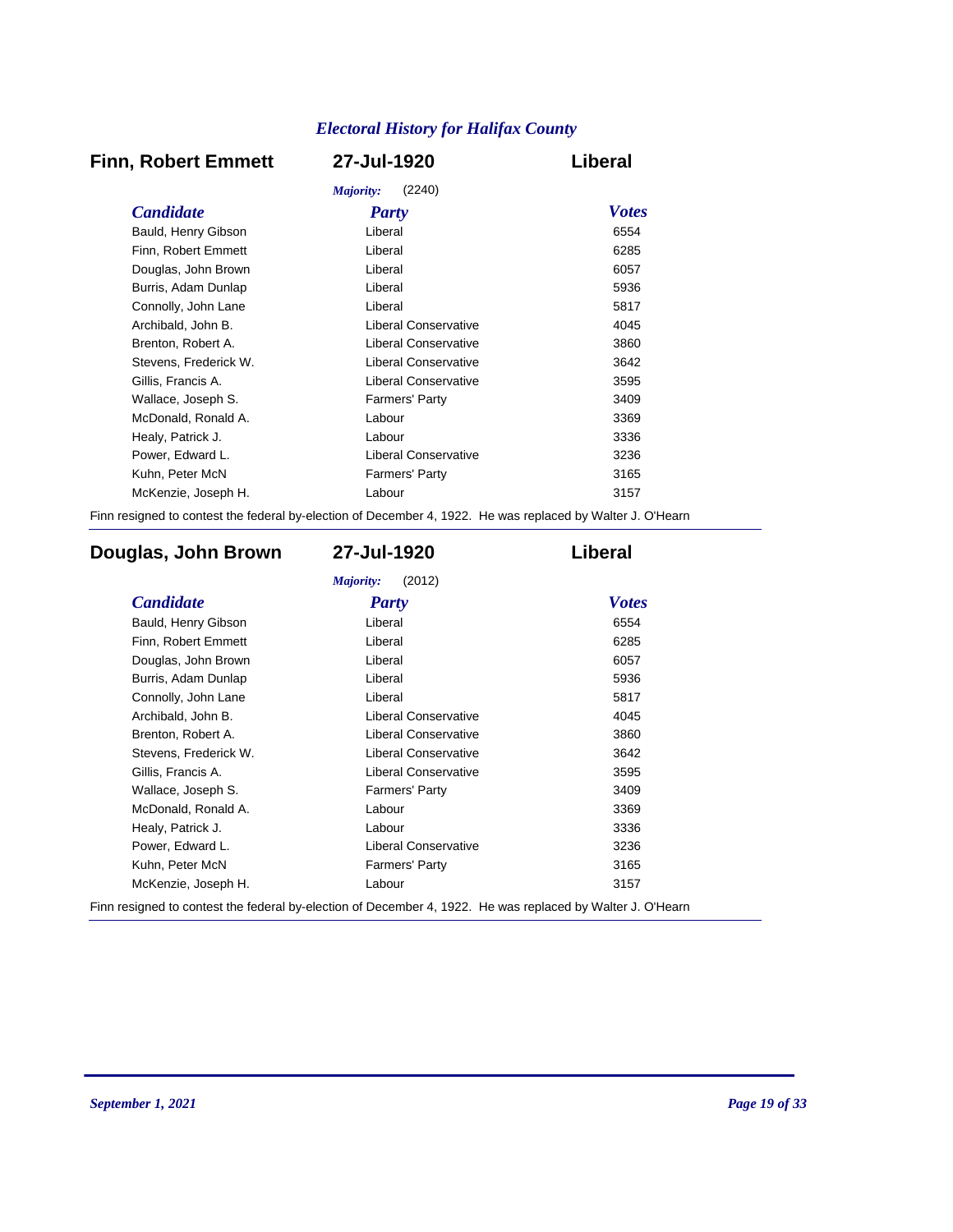## Electoral History for Halifax County

### Finn, Robert Emmett — 27-Jul-1920 — Liberal

*Majority:* (2240)

| *Candidate* | *Party* | *Votes* |
|---|---|---|
| Bauld, Henry Gibson | Liberal | 6554 |
| Finn, Robert Emmett | Liberal | 6285 |
| Douglas, John Brown | Liberal | 6057 |
| Burris, Adam Dunlap | Liberal | 5936 |
| Connolly, John Lane | Liberal | 5817 |
| Archibald, John B. | Liberal Conservative | 4045 |
| Brenton, Robert A. | Liberal Conservative | 3860 |
| Stevens, Frederick W. | Liberal Conservative | 3642 |
| Gillis, Francis A. | Liberal Conservative | 3595 |
| Wallace, Joseph S. | Farmers' Party | 3409 |
| McDonald, Ronald A. | Labour | 3369 |
| Healy, Patrick J. | Labour | 3336 |
| Power, Edward L. | Liberal Conservative | 3236 |
| Kuhn, Peter McN | Farmers' Party | 3165 |
| McKenzie, Joseph H. | Labour | 3157 |

Finn resigned to contest the federal by-election of December 4, 1922. He was replaced by Walter J. O'Hearn

---

### Douglas, John Brown — 27-Jul-1920 — Liberal

*Majority:* (2012)

| *Candidate* | *Party* | *Votes* |
|---|---|---|
| Bauld, Henry Gibson | Liberal | 6554 |
| Finn, Robert Emmett | Liberal | 6285 |
| Douglas, John Brown | Liberal | 6057 |
| Burris, Adam Dunlap | Liberal | 5936 |
| Connolly, John Lane | Liberal | 5817 |
| Archibald, John B. | Liberal Conservative | 4045 |
| Brenton, Robert A. | Liberal Conservative | 3860 |
| Stevens, Frederick W. | Liberal Conservative | 3642 |
| Gillis, Francis A. | Liberal Conservative | 3595 |
| Wallace, Joseph S. | Farmers' Party | 3409 |
| McDonald, Ronald A. | Labour | 3369 |
| Healy, Patrick J. | Labour | 3336 |
| Power, Edward L. | Liberal Conservative | 3236 |
| Kuhn, Peter McN | Farmers' Party | 3165 |
| McKenzie, Joseph H. | Labour | 3157 |

Finn resigned to contest the federal by-election of December 4, 1922. He was replaced by Walter J. O'Hearn

---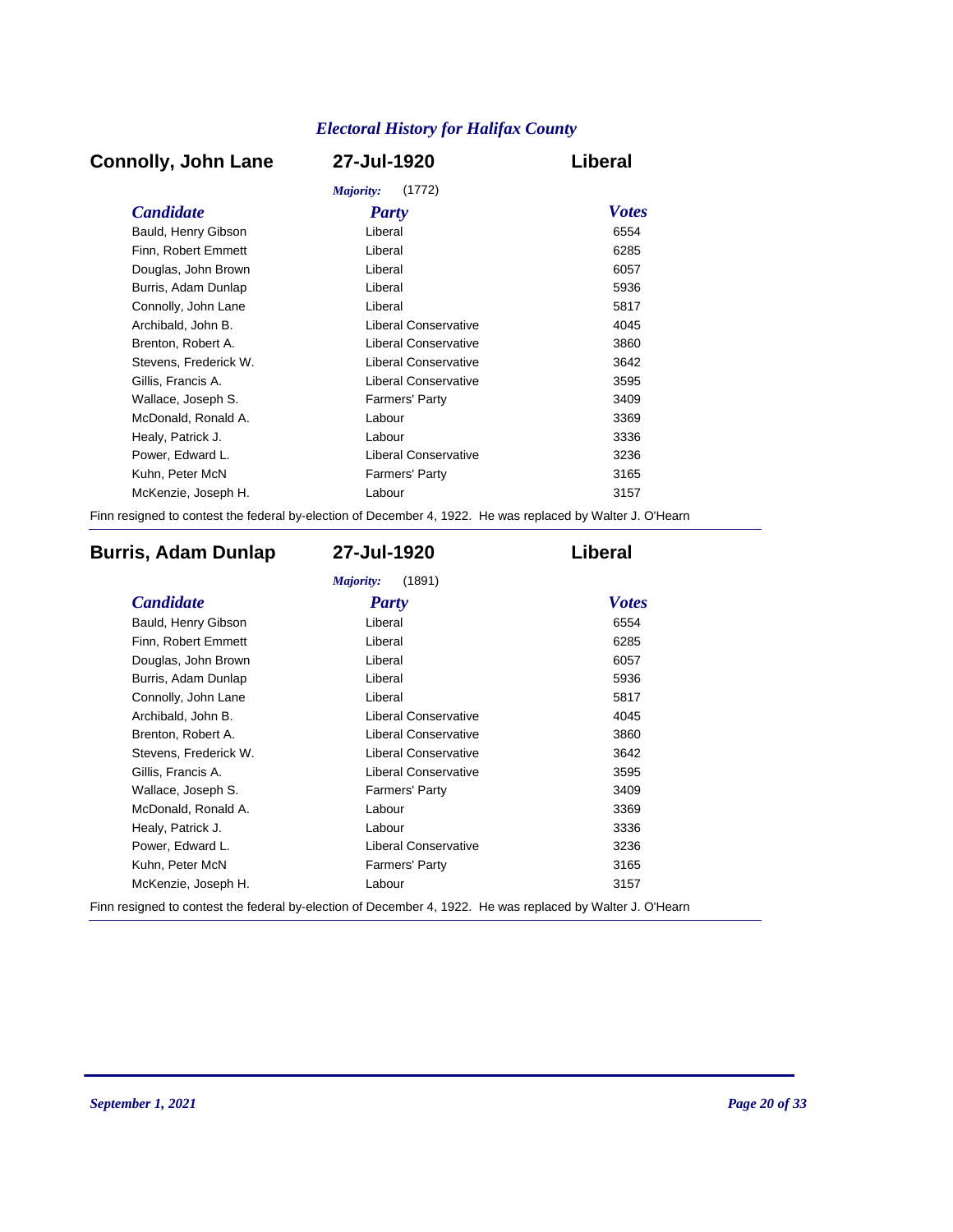## Connolly, John Lane — 27-Jul-1920 — Liberal

*Majority:* (1772)

| Candidate | Party | Votes |
|---|---|---|
| Bauld, Henry Gibson | Liberal | 6554 |
| Finn, Robert Emmett | Liberal | 6285 |
| Douglas, John Brown | Liberal | 6057 |
| Burris, Adam Dunlap | Liberal | 5936 |
| Connolly, John Lane | Liberal | 5817 |
| Archibald, John B. | Liberal Conservative | 4045 |
| Brenton, Robert A. | Liberal Conservative | 3860 |
| Stevens, Frederick W. | Liberal Conservative | 3642 |
| Gillis, Francis A. | Liberal Conservative | 3595 |
| Wallace, Joseph S. | Farmers' Party | 3409 |
| McDonald, Ronald A. | Labour | 3369 |
| Healy, Patrick J. | Labour | 3336 |
| Power, Edward L. | Liberal Conservative | 3236 |
| Kuhn, Peter McN | Farmers' Party | 3165 |
| McKenzie, Joseph H. | Labour | 3157 |

Finn resigned to contest the federal by-election of December 4, 1922. He was replaced by Walter J. O'Hearn

## Burris, Adam Dunlap — 27-Jul-1920 — Liberal

*Majority:* (1891)

| Candidate | Party | Votes |
|---|---|---|
| Bauld, Henry Gibson | Liberal | 6554 |
| Finn, Robert Emmett | Liberal | 6285 |
| Douglas, John Brown | Liberal | 6057 |
| Burris, Adam Dunlap | Liberal | 5936 |
| Connolly, John Lane | Liberal | 5817 |
| Archibald, John B. | Liberal Conservative | 4045 |
| Brenton, Robert A. | Liberal Conservative | 3860 |
| Stevens, Frederick W. | Liberal Conservative | 3642 |
| Gillis, Francis A. | Liberal Conservative | 3595 |
| Wallace, Joseph S. | Farmers' Party | 3409 |
| McDonald, Ronald A. | Labour | 3369 |
| Healy, Patrick J. | Labour | 3336 |
| Power, Edward L. | Liberal Conservative | 3236 |
| Kuhn, Peter McN | Farmers' Party | 3165 |
| McKenzie, Joseph H. | Labour | 3157 |

Finn resigned to contest the federal by-election of December 4, 1922. He was replaced by Walter J. O'Hearn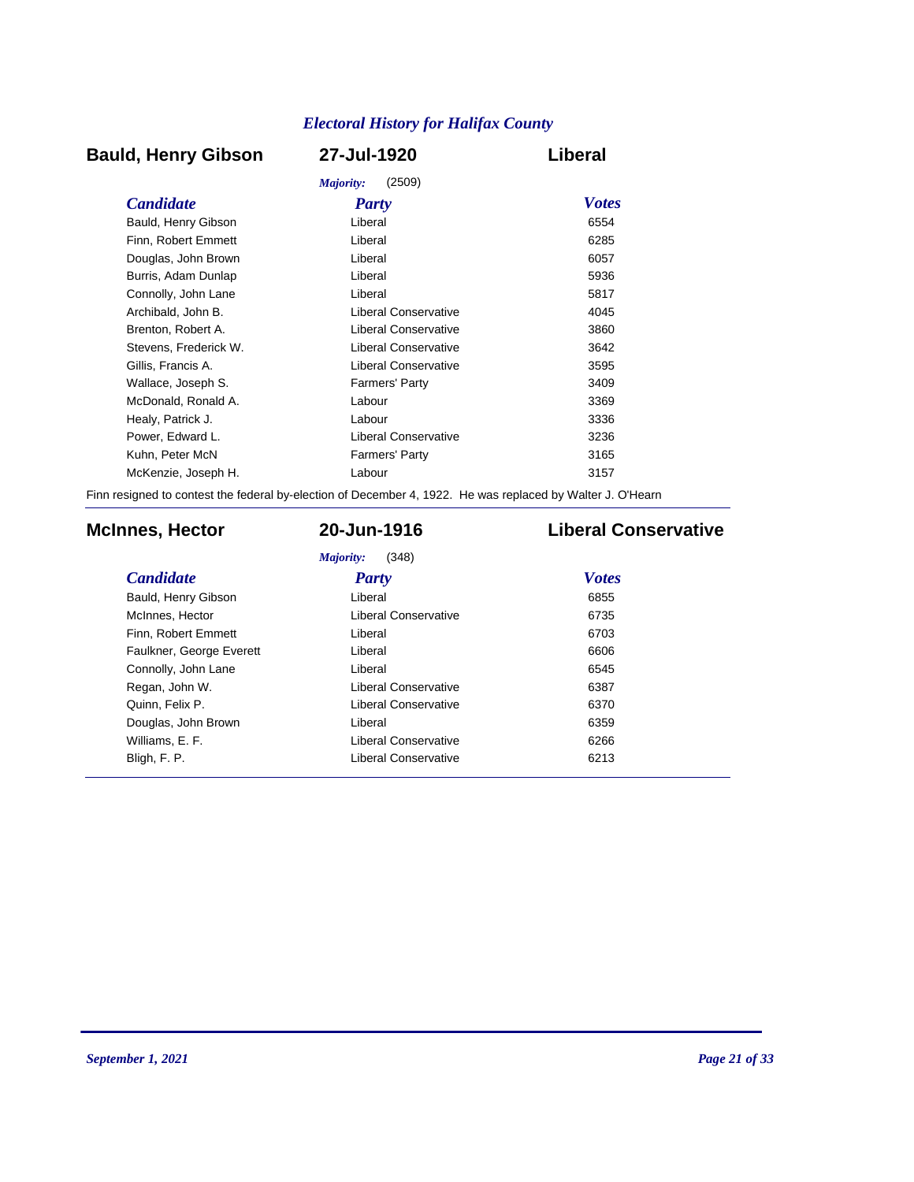## Bauld, Henry Gibson — 27-Jul-1920 — Liberal

*Majority:* (2509)

| Candidate | Party | Votes |
|---|---|---|
| Bauld, Henry Gibson | Liberal | 6554 |
| Finn, Robert Emmett | Liberal | 6285 |
| Douglas, John Brown | Liberal | 6057 |
| Burris, Adam Dunlap | Liberal | 5936 |
| Connolly, John Lane | Liberal | 5817 |
| Archibald, John B. | Liberal Conservative | 4045 |
| Brenton, Robert A. | Liberal Conservative | 3860 |
| Stevens, Frederick W. | Liberal Conservative | 3642 |
| Gillis, Francis A. | Liberal Conservative | 3595 |
| Wallace, Joseph S. | Farmers' Party | 3409 |
| McDonald, Ronald A. | Labour | 3369 |
| Healy, Patrick J. | Labour | 3336 |
| Power, Edward L. | Liberal Conservative | 3236 |
| Kuhn, Peter McN | Farmers' Party | 3165 |
| McKenzie, Joseph H. | Labour | 3157 |

Finn resigned to contest the federal by-election of December 4, 1922. He was replaced by Walter J. O'Hearn

## McInnes, Hector — 20-Jun-1916 — Liberal Conservative

*Majority:* (348)

| Candidate | Party | Votes |
|---|---|---|
| Bauld, Henry Gibson | Liberal | 6855 |
| McInnes, Hector | Liberal Conservative | 6735 |
| Finn, Robert Emmett | Liberal | 6703 |
| Faulkner, George Everett | Liberal | 6606 |
| Connolly, John Lane | Liberal | 6545 |
| Regan, John W. | Liberal Conservative | 6387 |
| Quinn, Felix P. | Liberal Conservative | 6370 |
| Douglas, John Brown | Liberal | 6359 |
| Williams, E. F. | Liberal Conservative | 6266 |
| Bligh, F. P. | Liberal Conservative | 6213 |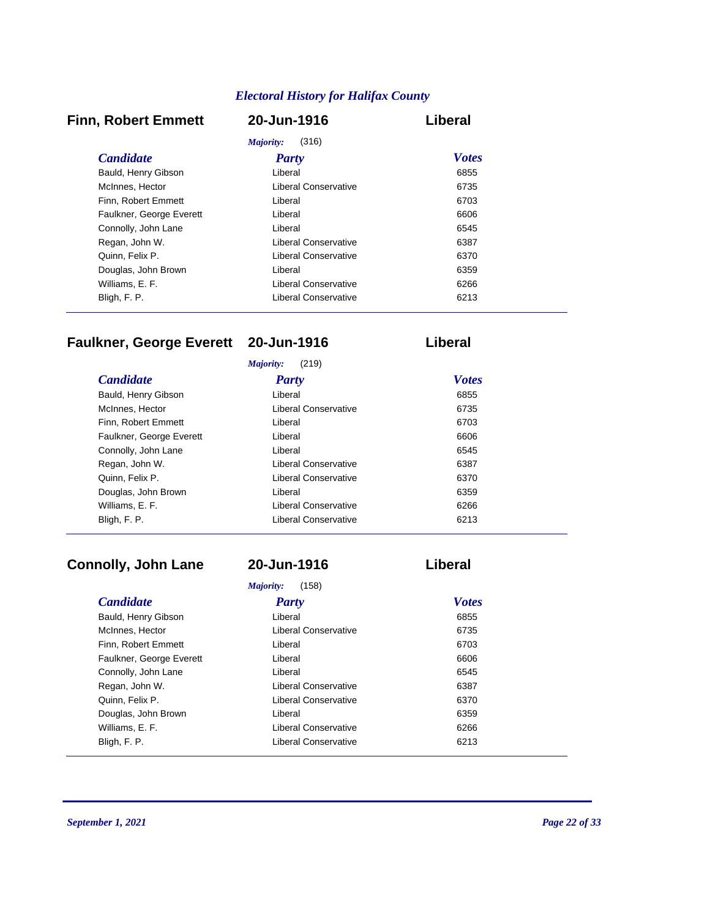## Finn, Robert Emmett — 20-Jun-1916 — Liberal

*Majority:* (316)

| Candidate | Party | Votes |
|---|---|---|
| Bauld, Henry Gibson | Liberal | 6855 |
| McInnes, Hector | Liberal Conservative | 6735 |
| Finn, Robert Emmett | Liberal | 6703 |
| Faulkner, George Everett | Liberal | 6606 |
| Connolly, John Lane | Liberal | 6545 |
| Regan, John W. | Liberal Conservative | 6387 |
| Quinn, Felix P. | Liberal Conservative | 6370 |
| Douglas, John Brown | Liberal | 6359 |
| Williams, E. F. | Liberal Conservative | 6266 |
| Bligh, F. P. | Liberal Conservative | 6213 |

## Faulkner, George Everett — 20-Jun-1916 — Liberal

*Majority:* (219)

| Candidate | Party | Votes |
|---|---|---|
| Bauld, Henry Gibson | Liberal | 6855 |
| McInnes, Hector | Liberal Conservative | 6735 |
| Finn, Robert Emmett | Liberal | 6703 |
| Faulkner, George Everett | Liberal | 6606 |
| Connolly, John Lane | Liberal | 6545 |
| Regan, John W. | Liberal Conservative | 6387 |
| Quinn, Felix P. | Liberal Conservative | 6370 |
| Douglas, John Brown | Liberal | 6359 |
| Williams, E. F. | Liberal Conservative | 6266 |
| Bligh, F. P. | Liberal Conservative | 6213 |

## Connolly, John Lane — 20-Jun-1916 — Liberal

*Majority:* (158)

| Candidate | Party | Votes |
|---|---|---|
| Bauld, Henry Gibson | Liberal | 6855 |
| McInnes, Hector | Liberal Conservative | 6735 |
| Finn, Robert Emmett | Liberal | 6703 |
| Faulkner, George Everett | Liberal | 6606 |
| Connolly, John Lane | Liberal | 6545 |
| Regan, John W. | Liberal Conservative | 6387 |
| Quinn, Felix P. | Liberal Conservative | 6370 |
| Douglas, John Brown | Liberal | 6359 |
| Williams, E. F. | Liberal Conservative | 6266 |
| Bligh, F. P. | Liberal Conservative | 6213 |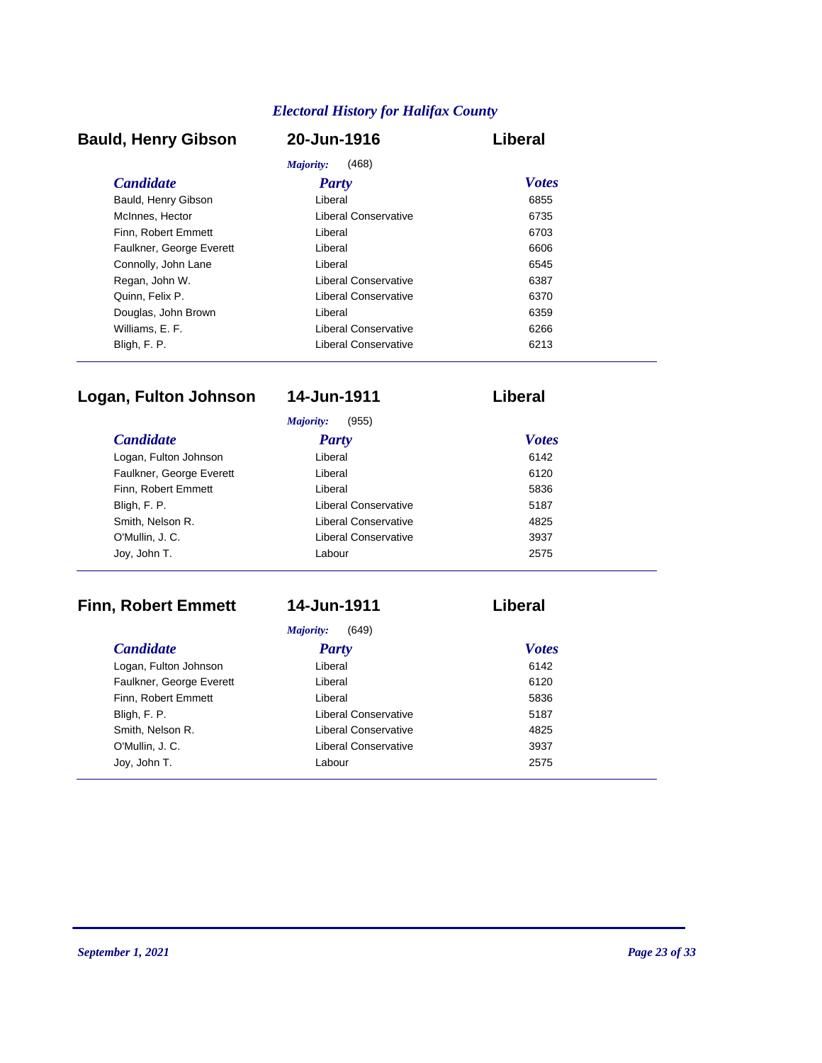## Bauld, Henry Gibson — 20-Jun-1916 — Liberal

*Majority:* (468)

| Candidate | Party | Votes |
|---|---|---|
| Bauld, Henry Gibson | Liberal | 6855 |
| McInnes, Hector | Liberal Conservative | 6735 |
| Finn, Robert Emmett | Liberal | 6703 |
| Faulkner, George Everett | Liberal | 6606 |
| Connolly, John Lane | Liberal | 6545 |
| Regan, John W. | Liberal Conservative | 6387 |
| Quinn, Felix P. | Liberal Conservative | 6370 |
| Douglas, John Brown | Liberal | 6359 |
| Williams, E. F. | Liberal Conservative | 6266 |
| Bligh, F. P. | Liberal Conservative | 6213 |

## Logan, Fulton Johnson — 14-Jun-1911 — Liberal

*Majority:* (955)

| Candidate | Party | Votes |
|---|---|---|
| Logan, Fulton Johnson | Liberal | 6142 |
| Faulkner, George Everett | Liberal | 6120 |
| Finn, Robert Emmett | Liberal | 5836 |
| Bligh, F. P. | Liberal Conservative | 5187 |
| Smith, Nelson R. | Liberal Conservative | 4825 |
| O'Mullin, J. C. | Liberal Conservative | 3937 |
| Joy, John T. | Labour | 2575 |

## Finn, Robert Emmett — 14-Jun-1911 — Liberal

*Majority:* (649)

| Candidate | Party | Votes |
|---|---|---|
| Logan, Fulton Johnson | Liberal | 6142 |
| Faulkner, George Everett | Liberal | 6120 |
| Finn, Robert Emmett | Liberal | 5836 |
| Bligh, F. P. | Liberal Conservative | 5187 |
| Smith, Nelson R. | Liberal Conservative | 4825 |
| O'Mullin, J. C. | Liberal Conservative | 3937 |
| Joy, John T. | Labour | 2575 |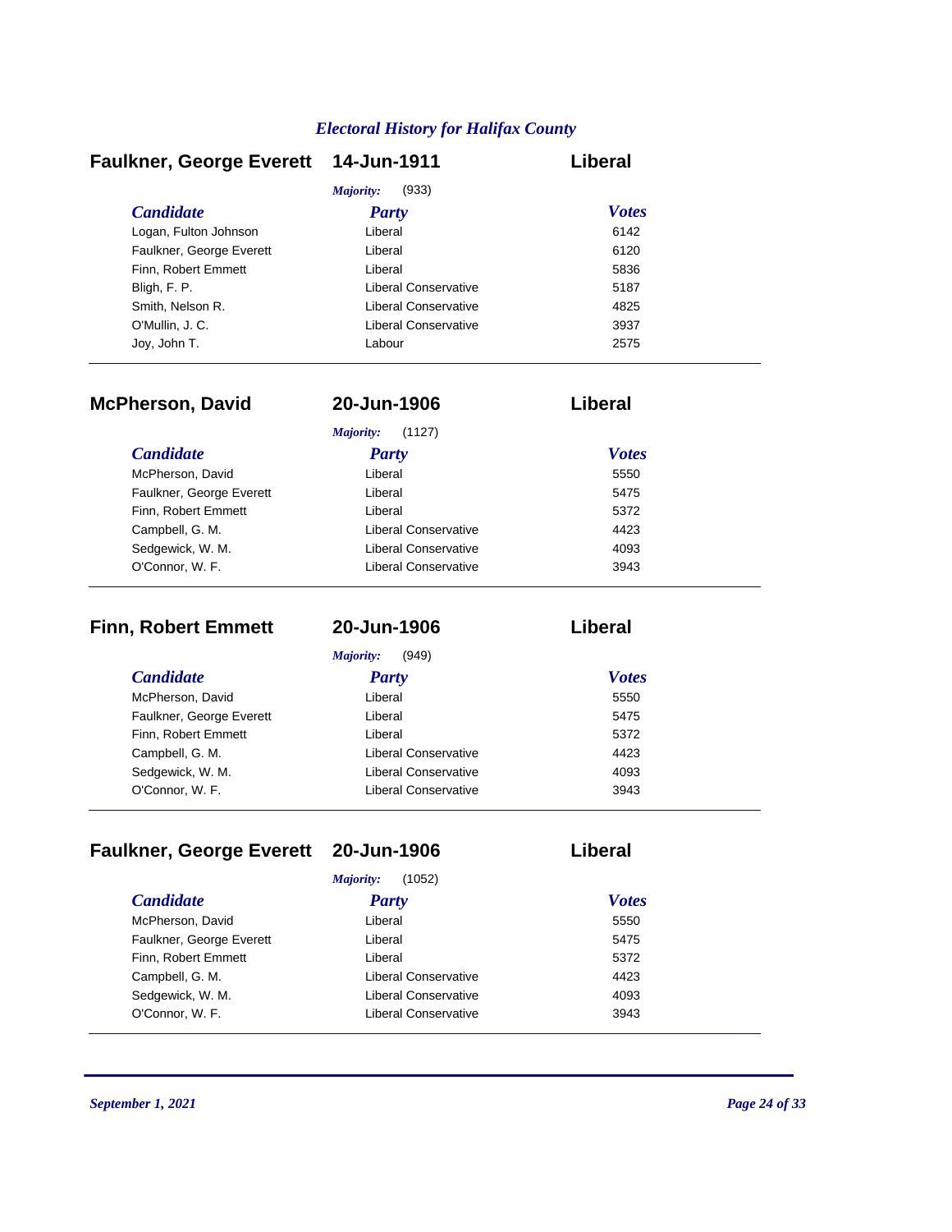## Faulkner, George Everett — 14-Jun-1911 — Liberal

*Majority:* (933)

| Candidate | Party | Votes |
|---|---|---|
| Logan, Fulton Johnson | Liberal | 6142 |
| Faulkner, George Everett | Liberal | 6120 |
| Finn, Robert Emmett | Liberal | 5836 |
| Bligh, F. P. | Liberal Conservative | 5187 |
| Smith, Nelson R. | Liberal Conservative | 4825 |
| O'Mullin, J. C. | Liberal Conservative | 3937 |
| Joy, John T. | Labour | 2575 |

## McPherson, David — 20-Jun-1906 — Liberal

*Majority:* (1127)

| Candidate | Party | Votes |
|---|---|---|
| McPherson, David | Liberal | 5550 |
| Faulkner, George Everett | Liberal | 5475 |
| Finn, Robert Emmett | Liberal | 5372 |
| Campbell, G. M. | Liberal Conservative | 4423 |
| Sedgewick, W. M. | Liberal Conservative | 4093 |
| O'Connor, W. F. | Liberal Conservative | 3943 |

## Finn, Robert Emmett — 20-Jun-1906 — Liberal

*Majority:* (949)

| Candidate | Party | Votes |
|---|---|---|
| McPherson, David | Liberal | 5550 |
| Faulkner, George Everett | Liberal | 5475 |
| Finn, Robert Emmett | Liberal | 5372 |
| Campbell, G. M. | Liberal Conservative | 4423 |
| Sedgewick, W. M. | Liberal Conservative | 4093 |
| O'Connor, W. F. | Liberal Conservative | 3943 |

## Faulkner, George Everett — 20-Jun-1906 — Liberal

*Majority:* (1052)

| Candidate | Party | Votes |
|---|---|---|
| McPherson, David | Liberal | 5550 |
| Faulkner, George Everett | Liberal | 5475 |
| Finn, Robert Emmett | Liberal | 5372 |
| Campbell, G. M. | Liberal Conservative | 4423 |
| Sedgewick, W. M. | Liberal Conservative | 4093 |
| O'Connor, W. F. | Liberal Conservative | 3943 |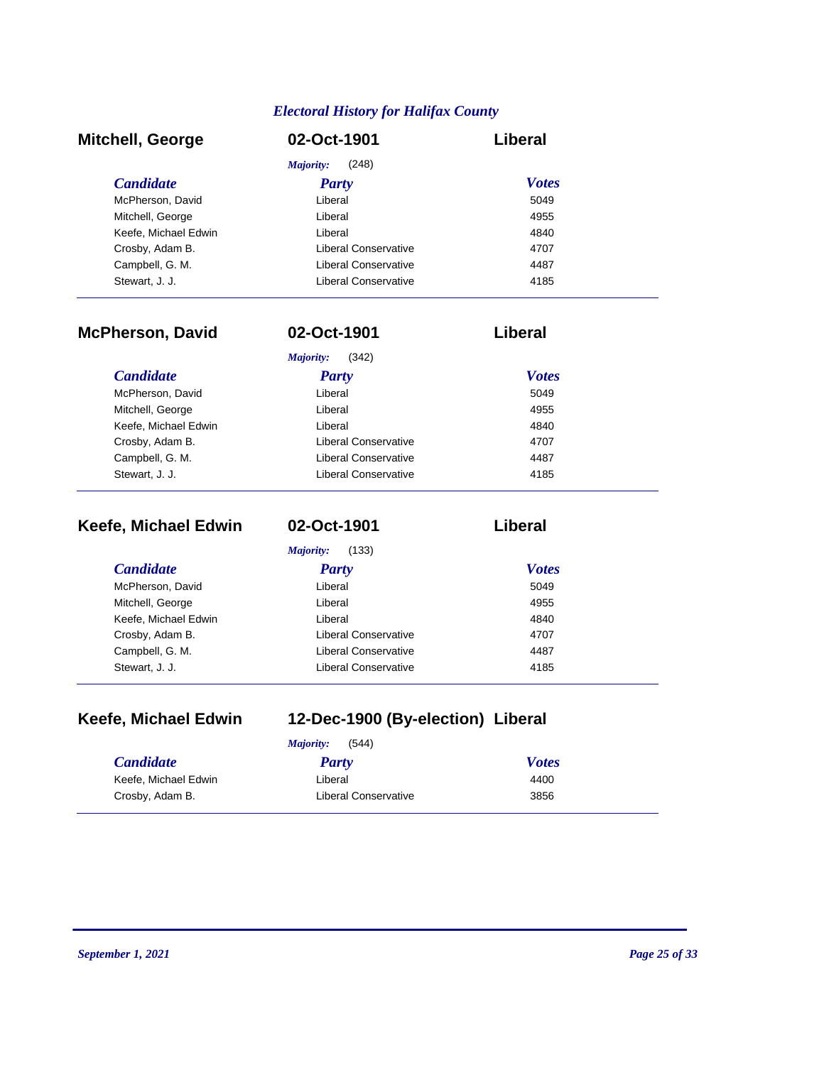## Mitchell, George — 02-Oct-1901 — Liberal

*Majority:* (248)

| *Candidate* | *Party* | *Votes* |
|---|---|---|
| McPherson, David | Liberal | 5049 |
| Mitchell, George | Liberal | 4955 |
| Keefe, Michael Edwin | Liberal | 4840 |
| Crosby, Adam B. | Liberal Conservative | 4707 |
| Campbell, G. M. | Liberal Conservative | 4487 |
| Stewart, J. J. | Liberal Conservative | 4185 |

---

## McPherson, David — 02-Oct-1901 — Liberal

*Majority:* (342)

| *Candidate* | *Party* | *Votes* |
|---|---|---|
| McPherson, David | Liberal | 5049 |
| Mitchell, George | Liberal | 4955 |
| Keefe, Michael Edwin | Liberal | 4840 |
| Crosby, Adam B. | Liberal Conservative | 4707 |
| Campbell, G. M. | Liberal Conservative | 4487 |
| Stewart, J. J. | Liberal Conservative | 4185 |

---

## Keefe, Michael Edwin — 02-Oct-1901 — Liberal

*Majority:* (133)

| *Candidate* | *Party* | *Votes* |
|---|---|---|
| McPherson, David | Liberal | 5049 |
| Mitchell, George | Liberal | 4955 |
| Keefe, Michael Edwin | Liberal | 4840 |
| Crosby, Adam B. | Liberal Conservative | 4707 |
| Campbell, G. M. | Liberal Conservative | 4487 |
| Stewart, J. J. | Liberal Conservative | 4185 |

---

## Keefe, Michael Edwin — 12-Dec-1900 (By-election) — Liberal

*Majority:* (544)

| *Candidate* | *Party* | *Votes* |
|---|---|---|
| Keefe, Michael Edwin | Liberal | 4400 |
| Crosby, Adam B. | Liberal Conservative | 3856 |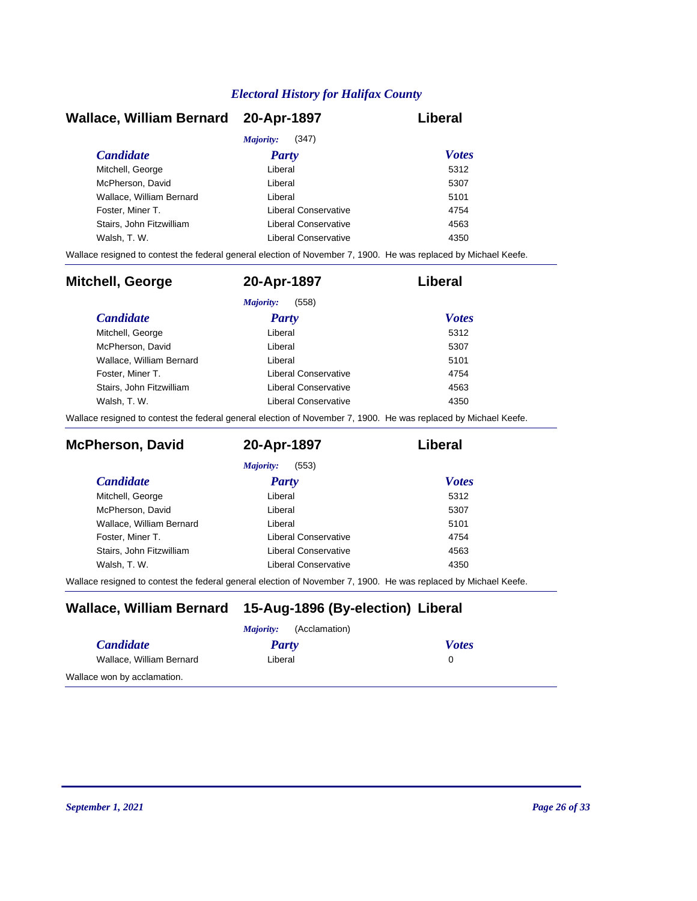## Wallace, William Bernard — 20-Apr-1897 — Liberal

*Majority:* (347)

| Candidate | Party | Votes |
|---|---|---|
| Mitchell, George | Liberal | 5312 |
| McPherson, David | Liberal | 5307 |
| Wallace, William Bernard | Liberal | 5101 |
| Foster, Miner T. | Liberal Conservative | 4754 |
| Stairs, John Fitzwilliam | Liberal Conservative | 4563 |
| Walsh, T. W. | Liberal Conservative | 4350 |

Wallace resigned to contest the federal general election of November 7, 1900. He was replaced by Michael Keefe.

## Mitchell, George — 20-Apr-1897 — Liberal

*Majority:* (558)

| Candidate | Party | Votes |
|---|---|---|
| Mitchell, George | Liberal | 5312 |
| McPherson, David | Liberal | 5307 |
| Wallace, William Bernard | Liberal | 5101 |
| Foster, Miner T. | Liberal Conservative | 4754 |
| Stairs, John Fitzwilliam | Liberal Conservative | 4563 |
| Walsh, T. W. | Liberal Conservative | 4350 |

Wallace resigned to contest the federal general election of November 7, 1900. He was replaced by Michael Keefe.

## McPherson, David — 20-Apr-1897 — Liberal

*Majority:* (553)

| Candidate | Party | Votes |
|---|---|---|
| Mitchell, George | Liberal | 5312 |
| McPherson, David | Liberal | 5307 |
| Wallace, William Bernard | Liberal | 5101 |
| Foster, Miner T. | Liberal Conservative | 4754 |
| Stairs, John Fitzwilliam | Liberal Conservative | 4563 |
| Walsh, T. W. | Liberal Conservative | 4350 |

Wallace resigned to contest the federal general election of November 7, 1900. He was replaced by Michael Keefe.

## Wallace, William Bernard — 15-Aug-1896 (By-election) — Liberal

*Majority:* (Acclamation)

| Candidate | Party | Votes |
|---|---|---|
| Wallace, William Bernard | Liberal | 0 |

Wallace won by acclamation.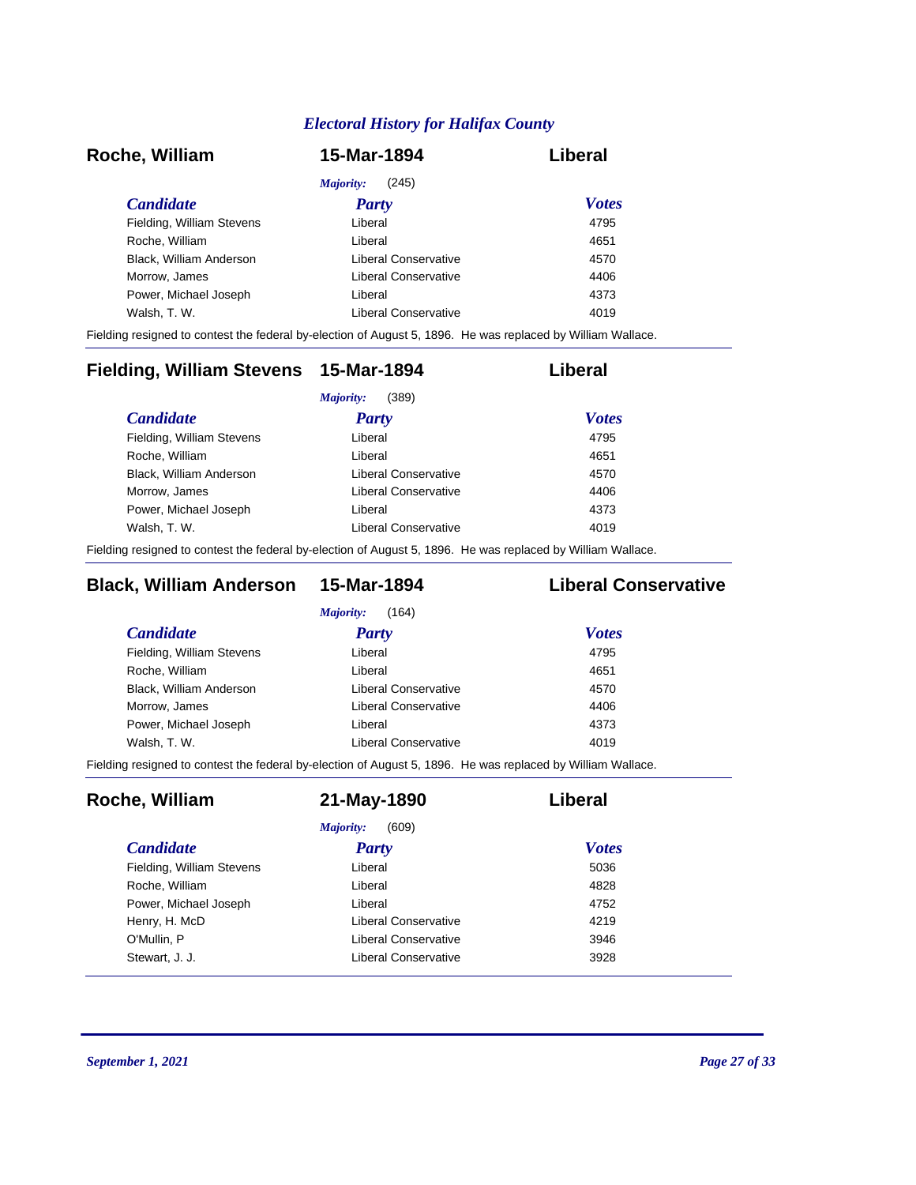## Electoral History for Halifax County

### Roche, William — 15-Mar-1894 — Liberal

*Majority:* (245)

| Candidate | Party | Votes |
|---|---|---|
| Fielding, William Stevens | Liberal | 4795 |
| Roche, William | Liberal | 4651 |
| Black, William Anderson | Liberal Conservative | 4570 |
| Morrow, James | Liberal Conservative | 4406 |
| Power, Michael Joseph | Liberal | 4373 |
| Walsh, T. W. | Liberal Conservative | 4019 |

Fielding resigned to contest the federal by-election of August 5, 1896. He was replaced by William Wallace.

### Fielding, William Stevens — 15-Mar-1894 — Liberal

*Majority:* (389)

| Candidate | Party | Votes |
|---|---|---|
| Fielding, William Stevens | Liberal | 4795 |
| Roche, William | Liberal | 4651 |
| Black, William Anderson | Liberal Conservative | 4570 |
| Morrow, James | Liberal Conservative | 4406 |
| Power, Michael Joseph | Liberal | 4373 |
| Walsh, T. W. | Liberal Conservative | 4019 |

Fielding resigned to contest the federal by-election of August 5, 1896. He was replaced by William Wallace.

### Black, William Anderson — 15-Mar-1894 — Liberal Conservative

*Majority:* (164)

| Candidate | Party | Votes |
|---|---|---|
| Fielding, William Stevens | Liberal | 4795 |
| Roche, William | Liberal | 4651 |
| Black, William Anderson | Liberal Conservative | 4570 |
| Morrow, James | Liberal Conservative | 4406 |
| Power, Michael Joseph | Liberal | 4373 |
| Walsh, T. W. | Liberal Conservative | 4019 |

Fielding resigned to contest the federal by-election of August 5, 1896. He was replaced by William Wallace.

### Roche, William — 21-May-1890 — Liberal

*Majority:* (609)

| Candidate | Party | Votes |
|---|---|---|
| Fielding, William Stevens | Liberal | 5036 |
| Roche, William | Liberal | 4828 |
| Power, Michael Joseph | Liberal | 4752 |
| Henry, H. McD | Liberal Conservative | 4219 |
| O'Mullin, P | Liberal Conservative | 3946 |
| Stewart, J. J. | Liberal Conservative | 3928 |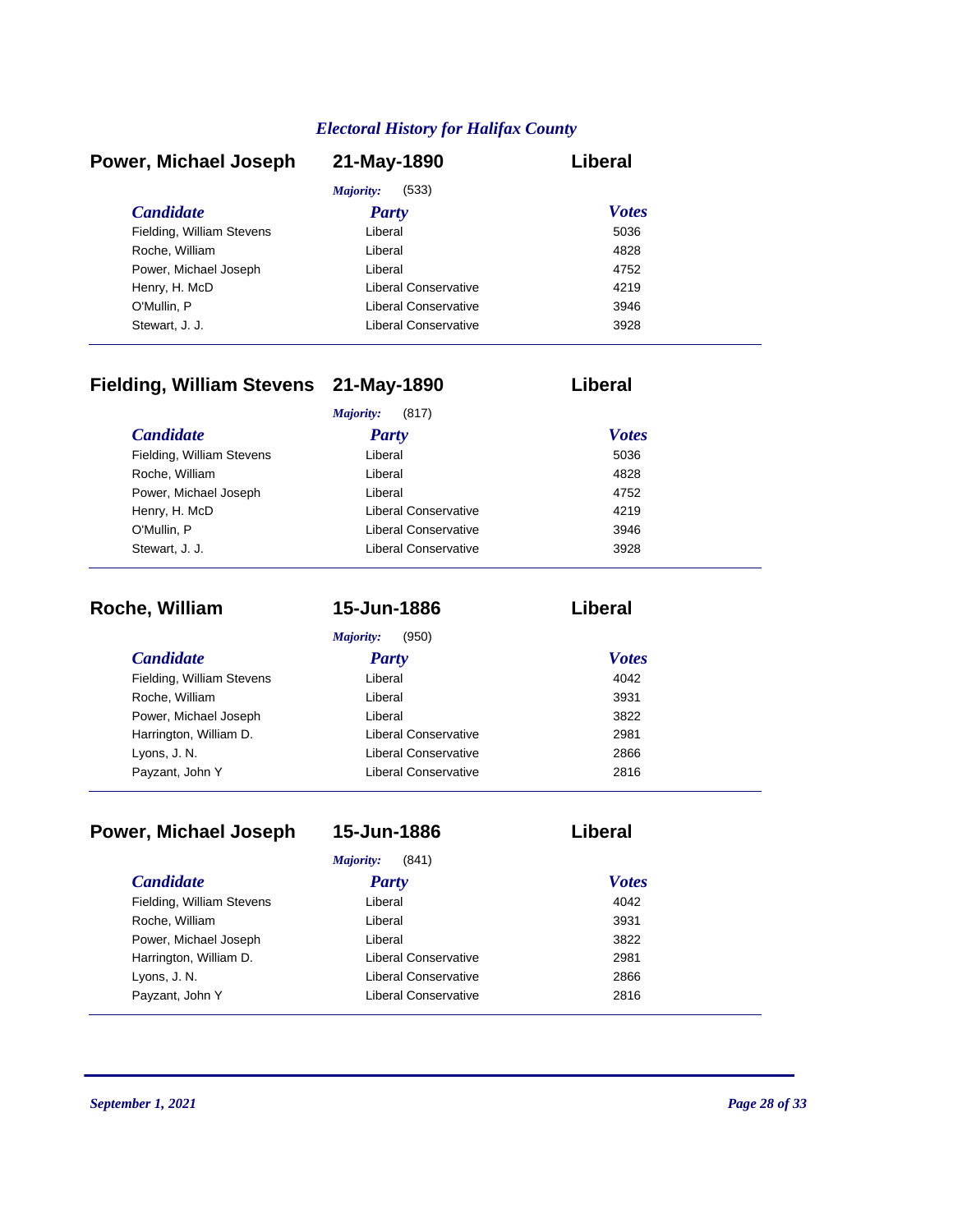## Power, Michael Joseph — 21-May-1890 — Liberal

*Majority:* (533)

| Candidate | Party | Votes |
|---|---|---|
| Fielding, William Stevens | Liberal | 5036 |
| Roche, William | Liberal | 4828 |
| Power, Michael Joseph | Liberal | 4752 |
| Henry, H. McD | Liberal Conservative | 4219 |
| O'Mullin, P | Liberal Conservative | 3946 |
| Stewart, J. J. | Liberal Conservative | 3928 |

## Fielding, William Stevens — 21-May-1890 — Liberal

*Majority:* (817)

| Candidate | Party | Votes |
|---|---|---|
| Fielding, William Stevens | Liberal | 5036 |
| Roche, William | Liberal | 4828 |
| Power, Michael Joseph | Liberal | 4752 |
| Henry, H. McD | Liberal Conservative | 4219 |
| O'Mullin, P | Liberal Conservative | 3946 |
| Stewart, J. J. | Liberal Conservative | 3928 |

## Roche, William — 15-Jun-1886 — Liberal

*Majority:* (950)

| Candidate | Party | Votes |
|---|---|---|
| Fielding, William Stevens | Liberal | 4042 |
| Roche, William | Liberal | 3931 |
| Power, Michael Joseph | Liberal | 3822 |
| Harrington, William D. | Liberal Conservative | 2981 |
| Lyons, J. N. | Liberal Conservative | 2866 |
| Payzant, John Y | Liberal Conservative | 2816 |

## Power, Michael Joseph — 15-Jun-1886 — Liberal

*Majority:* (841)

| Candidate | Party | Votes |
|---|---|---|
| Fielding, William Stevens | Liberal | 4042 |
| Roche, William | Liberal | 3931 |
| Power, Michael Joseph | Liberal | 3822 |
| Harrington, William D. | Liberal Conservative | 2981 |
| Lyons, J. N. | Liberal Conservative | 2866 |
| Payzant, John Y | Liberal Conservative | 2816 |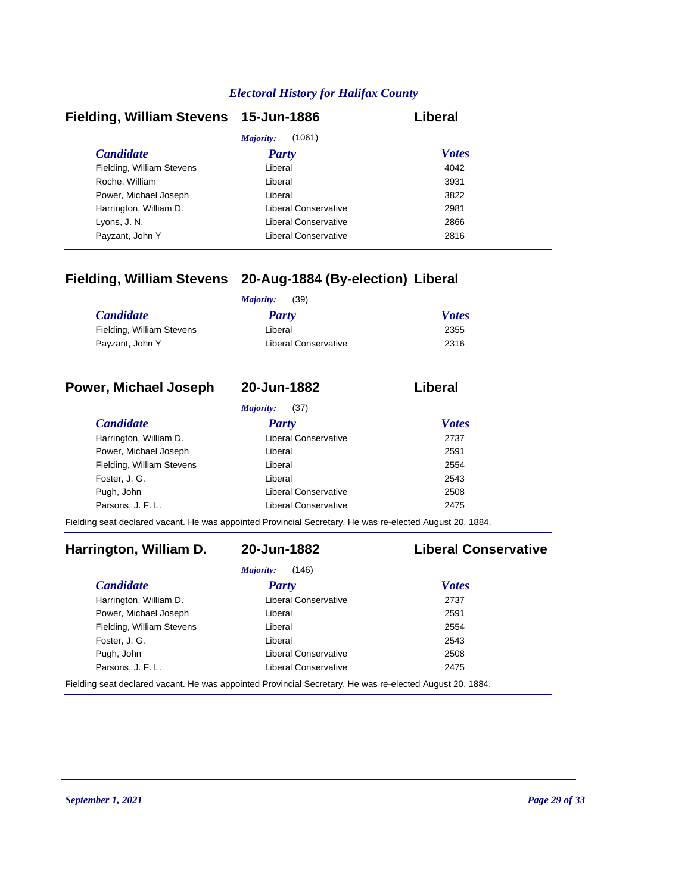## Electoral History for Halifax County

### Fielding, William Stevens — 15-Jun-1886 — Liberal

*Majority:* (1061)

| Candidate | Party | Votes |
|---|---|---|
| Fielding, William Stevens | Liberal | 4042 |
| Roche, William | Liberal | 3931 |
| Power, Michael Joseph | Liberal | 3822 |
| Harrington, William D. | Liberal Conservative | 2981 |
| Lyons, J. N. | Liberal Conservative | 2866 |
| Payzant, John Y | Liberal Conservative | 2816 |

### Fielding, William Stevens — 20-Aug-1884 (By-election) — Liberal

*Majority:* (39)

| Candidate | Party | Votes |
|---|---|---|
| Fielding, William Stevens | Liberal | 2355 |
| Payzant, John Y | Liberal Conservative | 2316 |

### Power, Michael Joseph — 20-Jun-1882 — Liberal

*Majority:* (37)

| Candidate | Party | Votes |
|---|---|---|
| Harrington, William D. | Liberal Conservative | 2737 |
| Power, Michael Joseph | Liberal | 2591 |
| Fielding, William Stevens | Liberal | 2554 |
| Foster, J. G. | Liberal | 2543 |
| Pugh, John | Liberal Conservative | 2508 |
| Parsons, J. F. L. | Liberal Conservative | 2475 |

Fielding seat declared vacant. He was appointed Provincial Secretary. He was re-elected August 20, 1884.

### Harrington, William D. — 20-Jun-1882 — Liberal Conservative

*Majority:* (146)

| Candidate | Party | Votes |
|---|---|---|
| Harrington, William D. | Liberal Conservative | 2737 |
| Power, Michael Joseph | Liberal | 2591 |
| Fielding, William Stevens | Liberal | 2554 |
| Foster, J. G. | Liberal | 2543 |
| Pugh, John | Liberal Conservative | 2508 |
| Parsons, J. F. L. | Liberal Conservative | 2475 |

Fielding seat declared vacant. He was appointed Provincial Secretary. He was re-elected August 20, 1884.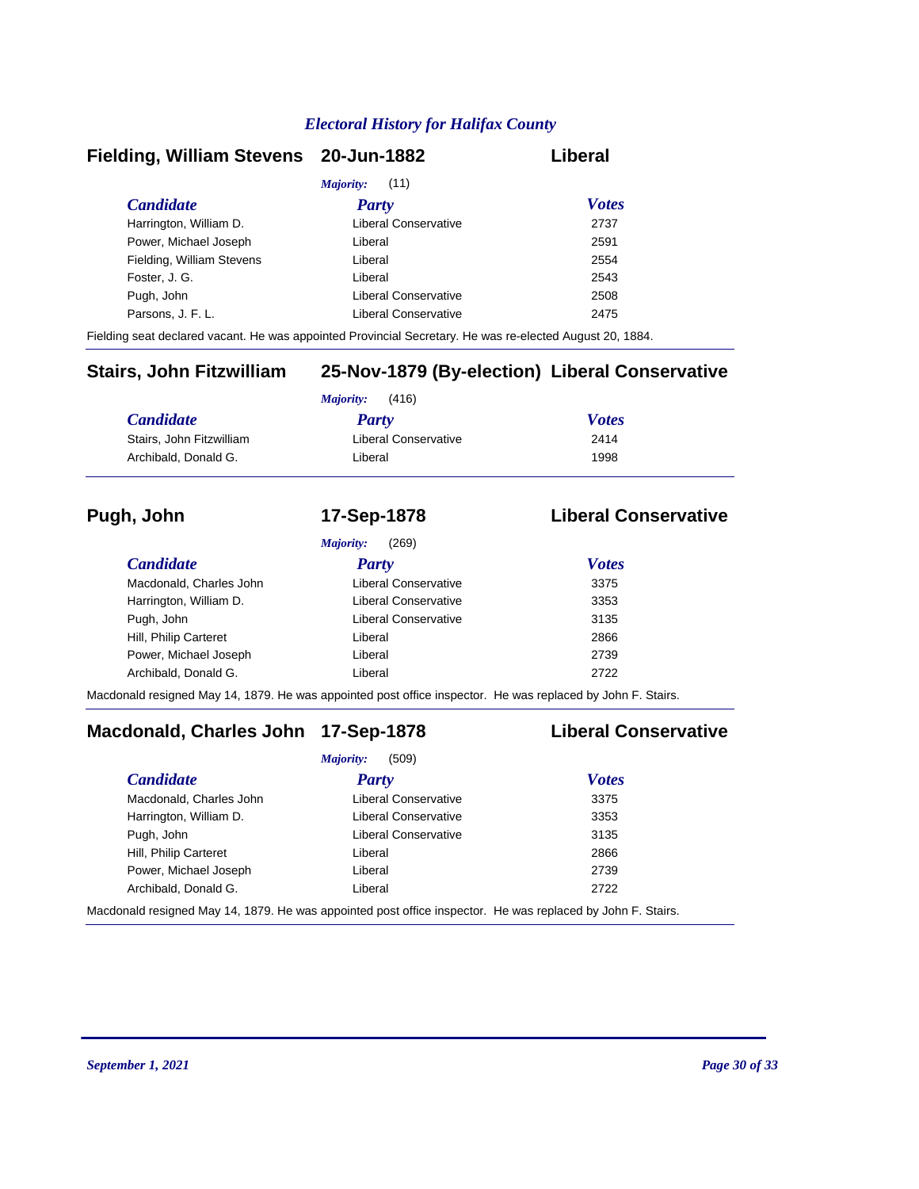## Fielding, William Stevens — 20-Jun-1882 — Liberal

*Majority:* (11)

| Candidate | Party | Votes |
|---|---|---|
| Harrington, William D. | Liberal Conservative | 2737 |
| Power, Michael Joseph | Liberal | 2591 |
| Fielding, William Stevens | Liberal | 2554 |
| Foster, J. G. | Liberal | 2543 |
| Pugh, John | Liberal Conservative | 2508 |
| Parsons, J. F. L. | Liberal Conservative | 2475 |

Fielding seat declared vacant. He was appointed Provincial Secretary. He was re-elected August 20, 1884.

## Stairs, John Fitzwilliam — 25-Nov-1879 (By-election) — Liberal Conservative

*Majority:* (416)

| Candidate | Party | Votes |
|---|---|---|
| Stairs, John Fitzwilliam | Liberal Conservative | 2414 |
| Archibald, Donald G. | Liberal | 1998 |

## Pugh, John — 17-Sep-1878 — Liberal Conservative

*Majority:* (269)

| Candidate | Party | Votes |
|---|---|---|
| Macdonald, Charles John | Liberal Conservative | 3375 |
| Harrington, William D. | Liberal Conservative | 3353 |
| Pugh, John | Liberal Conservative | 3135 |
| Hill, Philip Carteret | Liberal | 2866 |
| Power, Michael Joseph | Liberal | 2739 |
| Archibald, Donald G. | Liberal | 2722 |

Macdonald resigned May 14, 1879. He was appointed post office inspector. He was replaced by John F. Stairs.

## Macdonald, Charles John — 17-Sep-1878 — Liberal Conservative

*Majority:* (509)

| Candidate | Party | Votes |
|---|---|---|
| Macdonald, Charles John | Liberal Conservative | 3375 |
| Harrington, William D. | Liberal Conservative | 3353 |
| Pugh, John | Liberal Conservative | 3135 |
| Hill, Philip Carteret | Liberal | 2866 |
| Power, Michael Joseph | Liberal | 2739 |
| Archibald, Donald G. | Liberal | 2722 |

Macdonald resigned May 14, 1879. He was appointed post office inspector. He was replaced by John F. Stairs.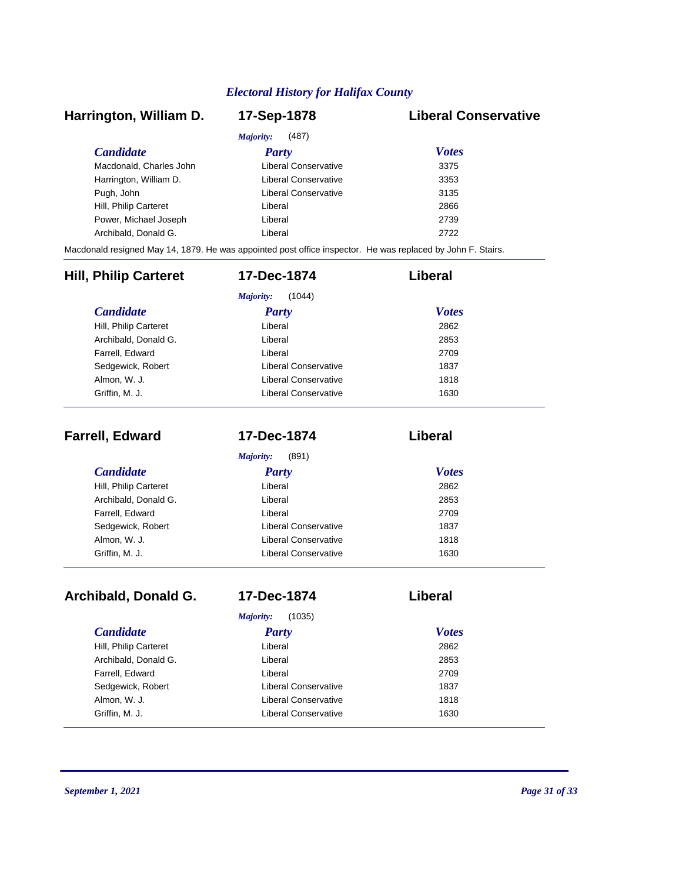## Harrington, William D. — 17-Sep-1878 — Liberal Conservative

*Majority:* (487)

| Candidate | Party | Votes |
|---|---|---|
| Macdonald, Charles John | Liberal Conservative | 3375 |
| Harrington, William D. | Liberal Conservative | 3353 |
| Pugh, John | Liberal Conservative | 3135 |
| Hill, Philip Carteret | Liberal | 2866 |
| Power, Michael Joseph | Liberal | 2739 |
| Archibald, Donald G. | Liberal | 2722 |

Macdonald resigned May 14, 1879. He was appointed post office inspector. He was replaced by John F. Stairs.

## Hill, Philip Carteret — 17-Dec-1874 — Liberal

*Majority:* (1044)

| Candidate | Party | Votes |
|---|---|---|
| Hill, Philip Carteret | Liberal | 2862 |
| Archibald, Donald G. | Liberal | 2853 |
| Farrell, Edward | Liberal | 2709 |
| Sedgewick, Robert | Liberal Conservative | 1837 |
| Almon, W. J. | Liberal Conservative | 1818 |
| Griffin, M. J. | Liberal Conservative | 1630 |

## Farrell, Edward — 17-Dec-1874 — Liberal

*Majority:* (891)

| Candidate | Party | Votes |
|---|---|---|
| Hill, Philip Carteret | Liberal | 2862 |
| Archibald, Donald G. | Liberal | 2853 |
| Farrell, Edward | Liberal | 2709 |
| Sedgewick, Robert | Liberal Conservative | 1837 |
| Almon, W. J. | Liberal Conservative | 1818 |
| Griffin, M. J. | Liberal Conservative | 1630 |

## Archibald, Donald G. — 17-Dec-1874 — Liberal

*Majority:* (1035)

| Candidate | Party | Votes |
|---|---|---|
| Hill, Philip Carteret | Liberal | 2862 |
| Archibald, Donald G. | Liberal | 2853 |
| Farrell, Edward | Liberal | 2709 |
| Sedgewick, Robert | Liberal Conservative | 1837 |
| Almon, W. J. | Liberal Conservative | 1818 |
| Griffin, M. J. | Liberal Conservative | 1630 |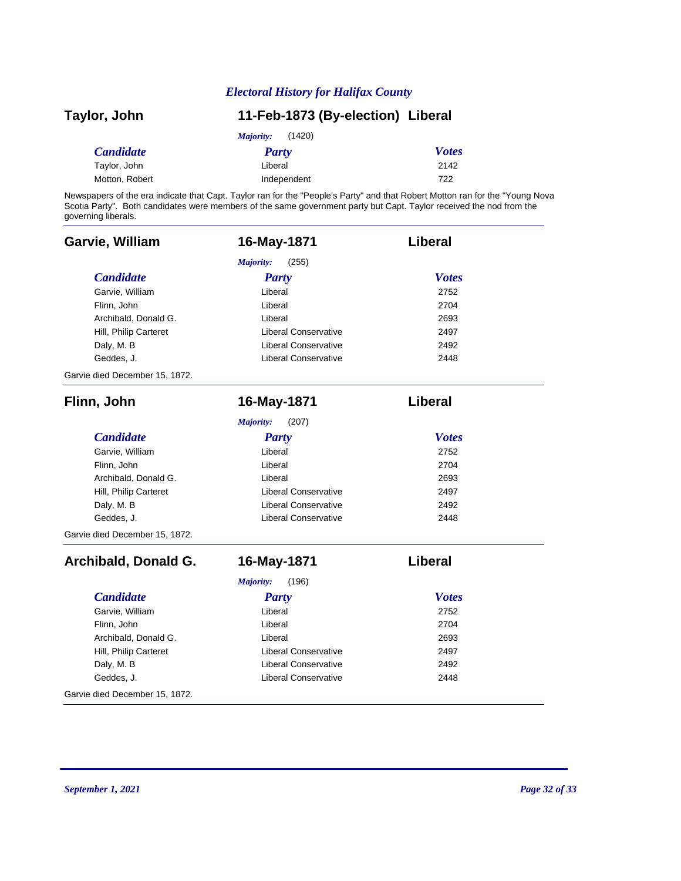## Taylor, John — 11-Feb-1873 (By-election) — Liberal

*Majority:* (1420)

| Candidate | Party | Votes |
|---|---|---|
| Taylor, John | Liberal | 2142 |
| Motton, Robert | Independent | 722 |

Newspapers of the era indicate that Capt. Taylor ran for the "People's Party" and that Robert Motton ran for the "Young Nova Scotia Party". Both candidates were members of the same government party but Capt. Taylor received the nod from the governing liberals.

---

## Garvie, William — 16-May-1871 — Liberal

*Majority:* (255)

| Candidate | Party | Votes |
|---|---|---|
| Garvie, William | Liberal | 2752 |
| Flinn, John | Liberal | 2704 |
| Archibald, Donald G. | Liberal | 2693 |
| Hill, Philip Carteret | Liberal Conservative | 2497 |
| Daly, M. B | Liberal Conservative | 2492 |
| Geddes, J. | Liberal Conservative | 2448 |

Garvie died December 15, 1872.

---

## Flinn, John — 16-May-1871 — Liberal

*Majority:* (207)

| Candidate | Party | Votes |
|---|---|---|
| Garvie, William | Liberal | 2752 |
| Flinn, John | Liberal | 2704 |
| Archibald, Donald G. | Liberal | 2693 |
| Hill, Philip Carteret | Liberal Conservative | 2497 |
| Daly, M. B | Liberal Conservative | 2492 |
| Geddes, J. | Liberal Conservative | 2448 |

Garvie died December 15, 1872.

---

## Archibald, Donald G. — 16-May-1871 — Liberal

*Majority:* (196)

| Candidate | Party | Votes |
|---|---|---|
| Garvie, William | Liberal | 2752 |
| Flinn, John | Liberal | 2704 |
| Archibald, Donald G. | Liberal | 2693 |
| Hill, Philip Carteret | Liberal Conservative | 2497 |
| Daly, M. B | Liberal Conservative | 2492 |
| Geddes, J. | Liberal Conservative | 2448 |

Garvie died December 15, 1872.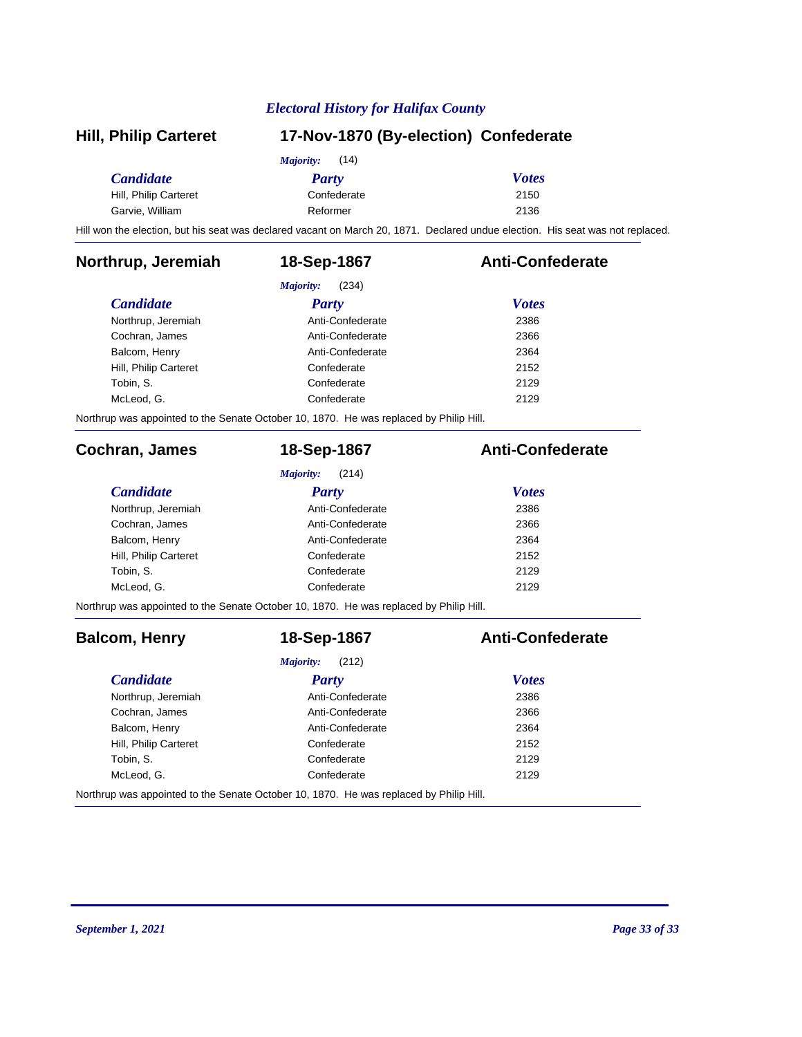## Hill, Philip Carteret — 17-Nov-1870 (By-election) — Confederate

*Majority:* (14)

| *Candidate* | *Party* | *Votes* |
|---|---|---|
| Hill, Philip Carteret | Confederate | 2150 |
| Garvie, William | Reformer | 2136 |

Hill won the election, but his seat was declared vacant on March 20, 1871. Declared undue election. His seat was not replaced.

---

## Northrup, Jeremiah — 18-Sep-1867 — Anti-Confederate

*Majority:* (234)

| *Candidate* | *Party* | *Votes* |
|---|---|---|
| Northrup, Jeremiah | Anti-Confederate | 2386 |
| Cochran, James | Anti-Confederate | 2366 |
| Balcom, Henry | Anti-Confederate | 2364 |
| Hill, Philip Carteret | Confederate | 2152 |
| Tobin, S. | Confederate | 2129 |
| McLeod, G. | Confederate | 2129 |

Northrup was appointed to the Senate October 10, 1870. He was replaced by Philip Hill.

---

## Cochran, James — 18-Sep-1867 — Anti-Confederate

*Majority:* (214)

| *Candidate* | *Party* | *Votes* |
|---|---|---|
| Northrup, Jeremiah | Anti-Confederate | 2386 |
| Cochran, James | Anti-Confederate | 2366 |
| Balcom, Henry | Anti-Confederate | 2364 |
| Hill, Philip Carteret | Confederate | 2152 |
| Tobin, S. | Confederate | 2129 |
| McLeod, G. | Confederate | 2129 |

Northrup was appointed to the Senate October 10, 1870. He was replaced by Philip Hill.

---

## Balcom, Henry — 18-Sep-1867 — Anti-Confederate

*Majority:* (212)

| *Candidate* | *Party* | *Votes* |
|---|---|---|
| Northrup, Jeremiah | Anti-Confederate | 2386 |
| Cochran, James | Anti-Confederate | 2366 |
| Balcom, Henry | Anti-Confederate | 2364 |
| Hill, Philip Carteret | Confederate | 2152 |
| Tobin, S. | Confederate | 2129 |
| McLeod, G. | Confederate | 2129 |

Northrup was appointed to the Senate October 10, 1870. He was replaced by Philip Hill.